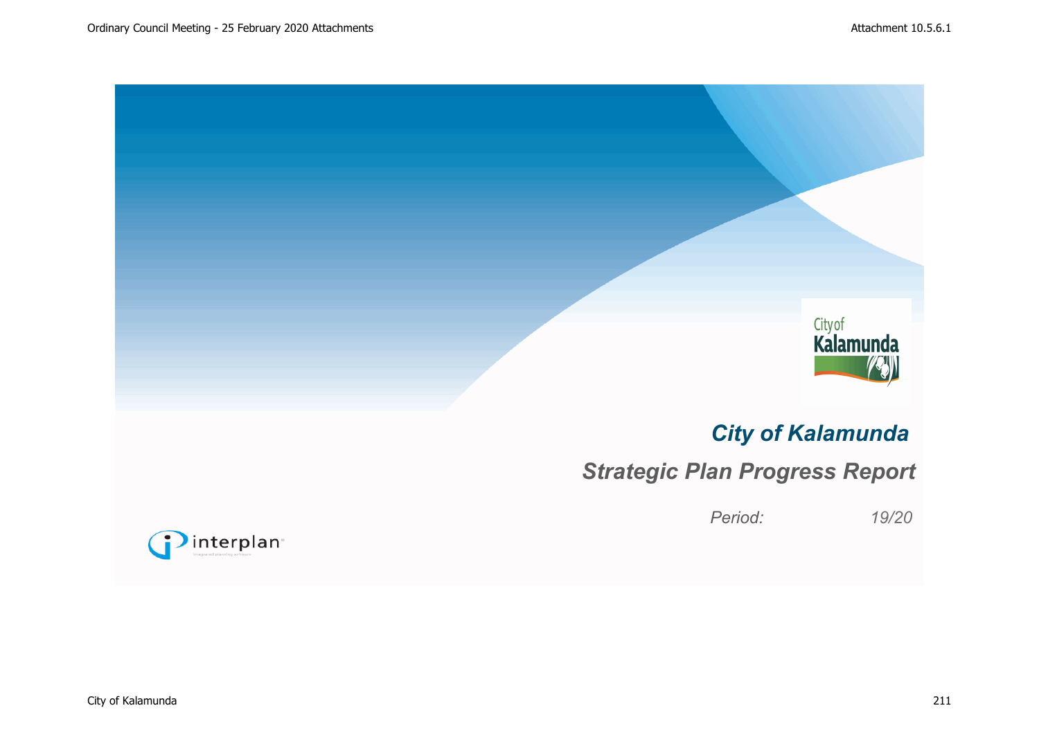# City of Kalamunda

## Strategic Plan Progress Report

*Period: 19/20*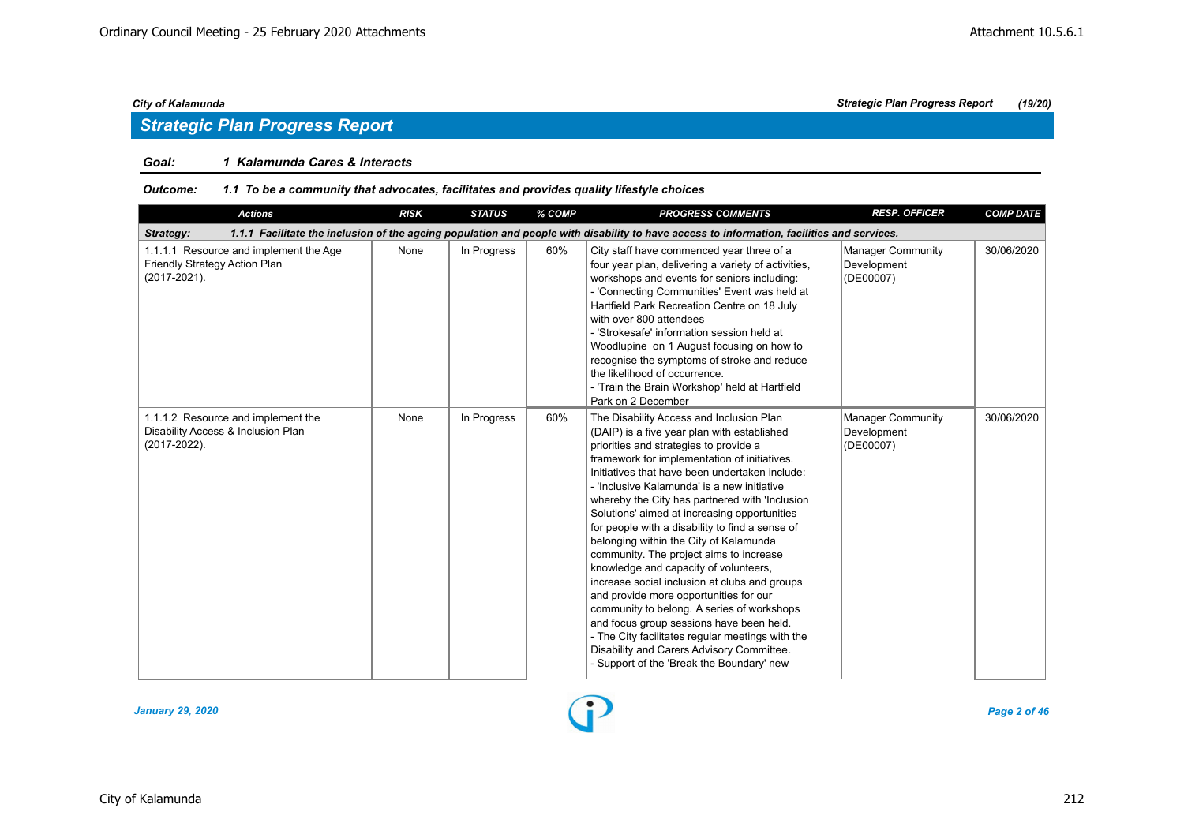## Strategic Plan Progress Report

**Goal:** *1 Kalamunda Cares & Interacts*

**Outcome:** *1.1 To be a community that advocates, facilitates and provides quality lifestyle choices*

| Actions | RISK | STATUS | % COMP | PROGRESS COMMENTS | RESP. OFFICER | COMP DATE |
|---|---|---|---|---|---|---|
| **Strategy: 1.1.1 Facilitate the inclusion of the ageing population and people with disability to have access to information, facilities and services.** | | | | | | |
| 1.1.1.1 Resource and implement the Age Friendly Strategy Action Plan (2017-2021). | None | In Progress | 60% | City staff have commenced year three of a four year plan, delivering a variety of activities, workshops and events for seniors including:<br>- 'Connecting Communities' Event was held at Hartfield Park Recreation Centre on 18 July with over 800 attendees<br>- 'Strokesafe' information session held at Woodlupine on 1 August focusing on how to recognise the symptoms of stroke and reduce the likelihood of occurrence.<br>- 'Train the Brain Workshop' held at Hartfield Park on 2 December | Manager Community Development (DE00007) | 30/06/2020 |
| 1.1.1.2 Resource and implement the Disability Access & Inclusion Plan (2017-2022). | None | In Progress | 60% | The Disability Access and Inclusion Plan (DAIP) is a five year plan with established priorities and strategies to provide a framework for implementation of initiatives. Initiatives that have been undertaken include:<br>- 'Inclusive Kalamunda' is a new initiative whereby the City has partnered with 'Inclusion Solutions' aimed at increasing opportunities for people with a disability to find a sense of belonging within the City of Kalamunda community. The project aims to increase knowledge and capacity of volunteers, increase social inclusion at clubs and groups and provide more opportunities for our community to belong. A series of workshops and focus group sessions have been held.<br>- The City facilitates regular meetings with the Disability and Carers Advisory Committee.<br>- Support of the 'Break the Boundary' new | Manager Community Development (DE00007) | 30/06/2020 |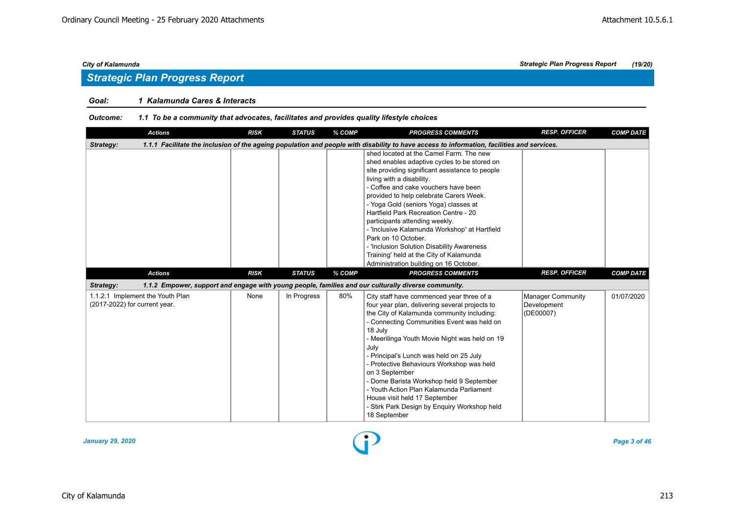## Strategic Plan Progress Report

**Goal:** *1 Kalamunda Cares & Interacts*

**Outcome:** *1.1 To be a community that advocates, facilitates and provides quality lifestyle choices*

| Actions | RISK | STATUS | % COMP | PROGRESS COMMENTS | RESP. OFFICER | COMP DATE |
|---|---|---|---|---|---|---|
| **Strategy: 1.1.1 Facilitate the inclusion of the ageing population and people with disability to have access to information, facilities and services.** | | | | | | |
| | | | | shed located at the Camel Farm. The new shed enables adaptive cycles to be stored on site providing significant assistance to people living with a disability.<br>- Coffee and cake vouchers have been provided to help celebrate Carers Week.<br>- Yoga Gold (seniors Yoga) classes at Hartfield Park Recreation Centre - 20 participants attending weekly.<br>- 'Inclusive Kalamunda Workshop' at Hartfield Park on 10 October.<br>- 'Inclusion Solution Disability Awareness Training' held at the City of Kalamunda Administration building on 16 October. | | |
| **Strategy: 1.1.2 Empower, support and engage with young people, families and our culturally diverse community.** | | | | | | |
| 1.1.2.1 Implement the Youth Plan (2017-2022) for current year. | None | In Progress | 80% | City staff have commenced year three of a four year plan, delivering several projects to the City of Kalamunda community including:<br>- Connecting Communities Event was held on 18 July<br>- Meerilinga Youth Movie Night was held on 19 July<br>- Principal's Lunch was held on 25 July<br>- Protective Behaviours Workshop was held on 3 September<br>- Dome Barista Workshop held 9 September<br>- Youth Action Plan Kalamunda Parliament House visit held 17 September<br>- Stirk Park Design by Enquiry Workshop held 18 September | Manager Community Development (DE00007) | 01/07/2020 |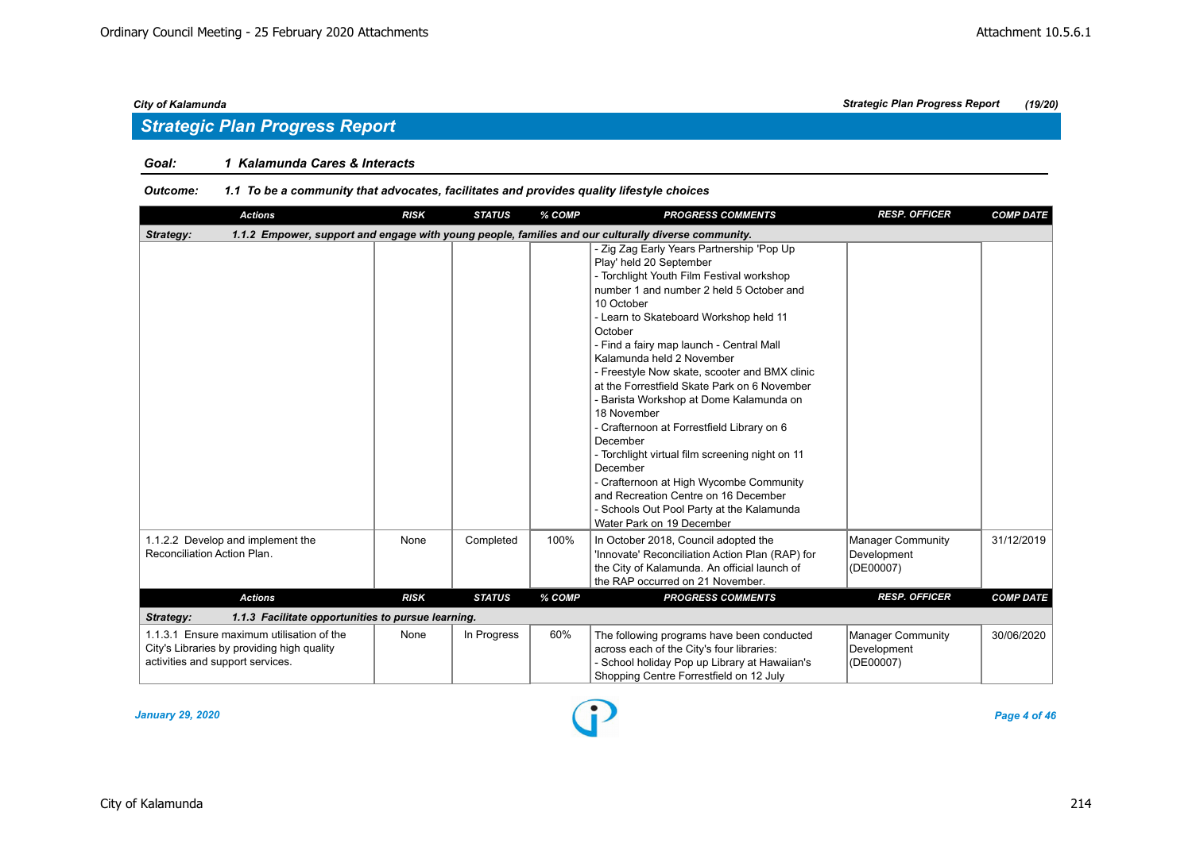## Strategic Plan Progress Report

**Goal:** 1 Kalamunda Cares & Interacts

**Outcome:** 1.1 To be a community that advocates, facilitates and provides quality lifestyle choices

| Actions | RISK | STATUS | % COMP | PROGRESS COMMENTS | RESP. OFFICER | COMP DATE |
|---|---|---|---|---|---|---|
| **Strategy: 1.1.2 Empower, support and engage with young people, families and our culturally diverse community.** | | | | | | |
| | | | | - Zig Zag Early Years Partnership 'Pop Up Play' held 20 September<br>- Torchlight Youth Film Festival workshop number 1 and number 2 held 5 October and 10 October<br>- Learn to Skateboard Workshop held 11 October<br>- Find a fairy map launch - Central Mall Kalamunda held 2 November<br>- Freestyle Now skate, scooter and BMX clinic at the Forrestfield Skate Park on 6 November<br>- Barista Workshop at Dome Kalamunda on 18 November<br>- Crafternoon at Forrestfield Library on 6 December<br>- Torchlight virtual film screening night on 11 December<br>- Crafternoon at High Wycombe Community and Recreation Centre on 16 December<br>- Schools Out Pool Party at the Kalamunda Water Park on 19 December | | |
| 1.1.2.2 Develop and implement the Reconciliation Action Plan. | None | Completed | 100% | In October 2018, Council adopted the 'Innovate' Reconciliation Action Plan (RAP) for the City of Kalamunda. An official launch of the RAP occurred on 21 November. | Manager Community Development (DE00007) | 31/12/2019 |
| **Strategy: 1.1.3 Facilitate opportunities to pursue learning.** | | | | | | |
| 1.1.3.1 Ensure maximum utilisation of the City's Libraries by providing high quality activities and support services. | None | In Progress | 60% | The following programs have been conducted across each of the City's four libraries:<br>- School holiday Pop up Library at Hawaiian's Shopping Centre Forrestfield on 12 July | Manager Community Development (DE00007) | 30/06/2020 |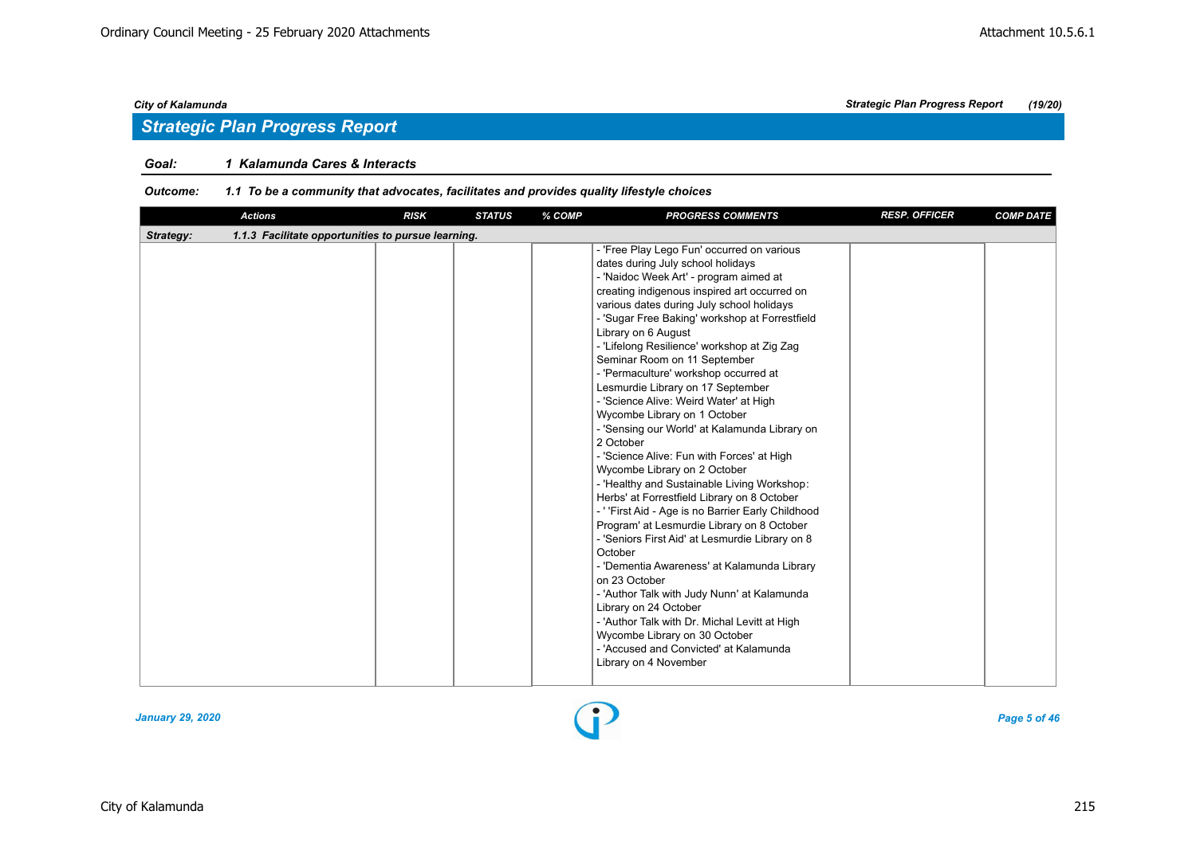## Strategic Plan Progress Report

**Goal:** 1 Kalamunda Cares & Interacts

**Outcome:** 1.1 To be a community that advocates, facilitates and provides quality lifestyle choices

| Actions | RISK | STATUS | % COMP | PROGRESS COMMENTS | RESP. OFFICER | COMP DATE |
|---|---|---|---|---|---|---|
| **Strategy:** 1.1.3 Facilitate opportunities to pursue learning. | | | | | | |
| | | | | - 'Free Play Lego Fun' occurred on various dates during July school holidays<br>- 'Naidoc Week Art' - program aimed at creating indigenous inspired art occurred on various dates during July school holidays<br>- 'Sugar Free Baking' workshop at Forrestfield Library on 6 August<br>- 'Lifelong Resilience' workshop at Zig Zag Seminar Room on 11 September<br>- 'Permaculture' workshop occurred at Lesmurdie Library on 17 September<br>- 'Science Alive: Weird Water' at High Wycombe Library on 1 October<br>- 'Sensing our World' at Kalamunda Library on 2 October<br>- 'Science Alive: Fun with Forces' at High Wycombe Library on 2 October<br>- 'Healthy and Sustainable Living Workshop: Herbs' at Forrestfield Library on 8 October<br>- ''First Aid - Age is no Barrier Early Childhood Program' at Lesmurdie Library on 8 October<br>- 'Seniors First Aid' at Lesmurdie Library on 8 October<br>- 'Dementia Awareness' at Kalamunda Library on 23 October<br>- 'Author Talk with Judy Nunn' at Kalamunda Library on 24 October<br>- 'Author Talk with Dr. Michal Levitt at High Wycombe Library on 30 October<br>- 'Accused and Convicted' at Kalamunda Library on 4 November | | |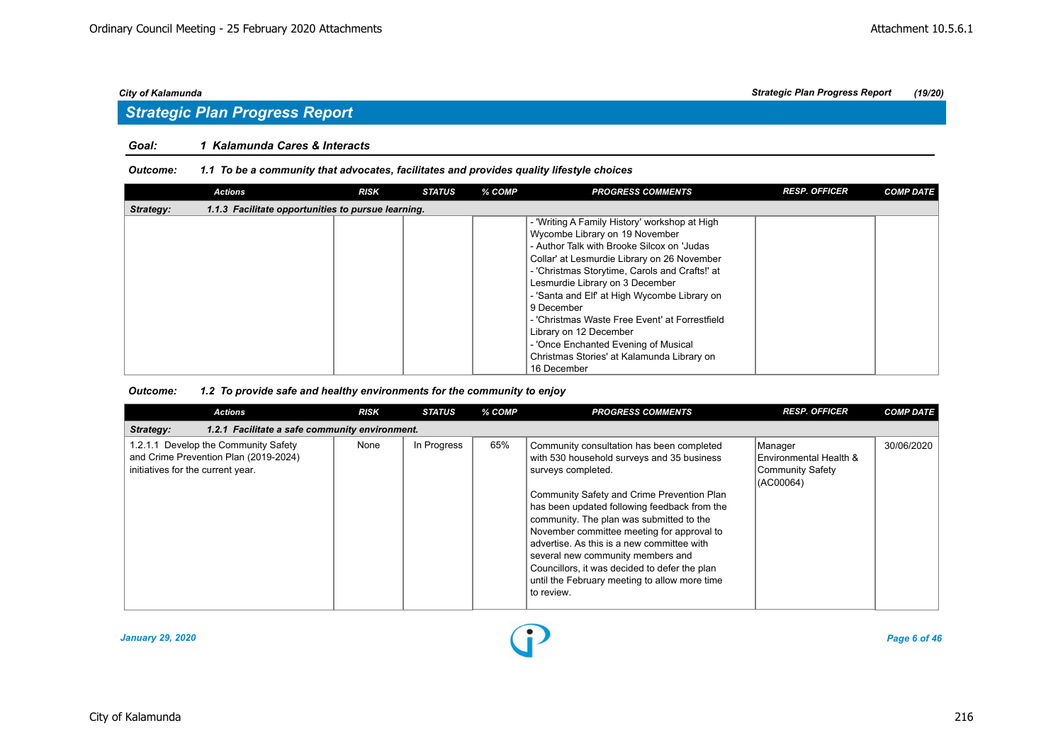## Strategic Plan Progress Report

**Goal:** *1 Kalamunda Cares & Interacts*

**Outcome:** *1.1 To be a community that advocates, facilitates and provides quality lifestyle choices*

| Actions | RISK | STATUS | % COMP | PROGRESS COMMENTS | RESP. OFFICER | COMP DATE |
|---|---|---|---|---|---|---|
| **Strategy: 1.1.3 Facilitate opportunities to pursue learning.** | | | | | | |
| | | | | - 'Writing A Family History' workshop at High Wycombe Library on 19 November<br>- Author Talk with Brooke Silcox on 'Judas Collar' at Lesmurdie Library on 26 November<br>- 'Christmas Storytime, Carols and Crafts!' at Lesmurdie Library on 3 December<br>- 'Santa and Elf' at High Wycombe Library on 9 December<br>- 'Christmas Waste Free Event' at Forrestfield Library on 12 December<br>- 'Once Enchanted Evening of Musical Christmas Stories' at Kalamunda Library on 16 December | | |

**Outcome:** *1.2 To provide safe and healthy environments for the community to enjoy*

| Actions | RISK | STATUS | % COMP | PROGRESS COMMENTS | RESP. OFFICER | COMP DATE |
|---|---|---|---|---|---|---|
| **Strategy: 1.2.1 Facilitate a safe community environment.** | | | | | | |
| 1.2.1.1 Develop the Community Safety and Crime Prevention Plan (2019-2024) initiatives for the current year. | None | In Progress | 65% | Community consultation has been completed with 530 household surveys and 35 business surveys completed.<br><br>Community Safety and Crime Prevention Plan has been updated following feedback from the community. The plan was submitted to the November committee meeting for approval to advertise. As this is a new committee with several new community members and Councillors, it was decided to defer the plan until the February meeting to allow more time to review. | Manager Environmental Health & Community Safety (AC00064) | 30/06/2020 |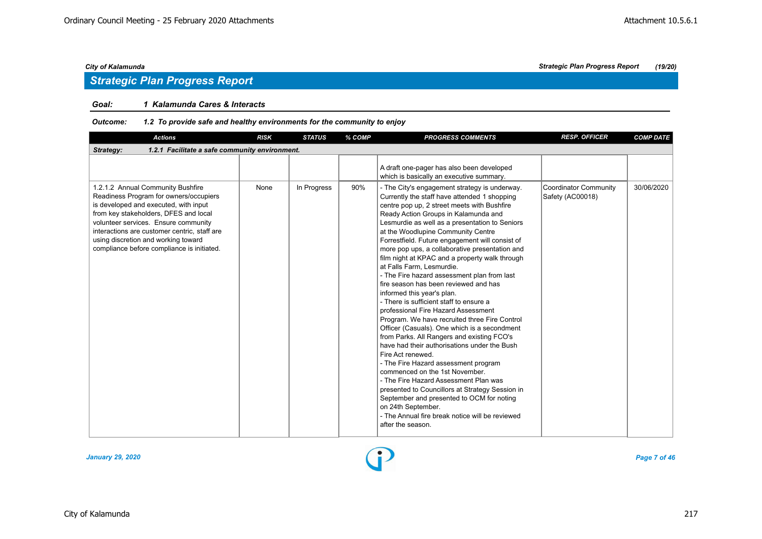## Strategic Plan Progress Report

**Goal:** ***1 Kalamunda Cares & Interacts***

**Outcome:** ***1.2 To provide safe and healthy environments for the community to enjoy***

| Actions | RISK | STATUS | % COMP | PROGRESS COMMENTS | RESP. OFFICER | COMP DATE |
|---|---|---|---|---|---|---|
| ***Strategy: 1.2.1 Facilitate a safe community environment.*** | | | | | | |
| | | | | A draft one-pager has also been developed which is basically an executive summary. | | |
| 1.2.1.2 Annual Community Bushfire Readiness Program for owners/occupiers is developed and executed, with input from key stakeholders, DFES and local volunteer services. Ensure community interactions are customer centric, staff are using discretion and working toward compliance before compliance is initiated. | None | In Progress | 90% | - The City's engagement strategy is underway. Currently the staff have attended 1 shopping centre pop up, 2 street meets with Bushfire Ready Action Groups in Kalamunda and Lesmurdie as well as a presentation to Seniors at the Woodlupine Community Centre Forrestfield. Future engagement will consist of more pop ups, a collaborative presentation and film night at KPAC and a property walk through at Falls Farm, Lesmurdie.<br>- The Fire hazard assessment plan from last fire season has been reviewed and has informed this year's plan.<br>- There is sufficient staff to ensure a professional Fire Hazard Assessment Program. We have recruited three Fire Control Officer (Casuals). One which is a secondment from Parks. All Rangers and existing FCO's have had their authorisations under the Bush Fire Act renewed.<br>- The Fire Hazard assessment program commenced on the 1st November.<br>- The Fire Hazard Assessment Plan was presented to Councillors at Strategy Session in September and presented to OCM for noting on 24th September.<br>- The Annual fire break notice will be reviewed after the season. | Coordinator Community Safety (AC00018) | 30/06/2020 |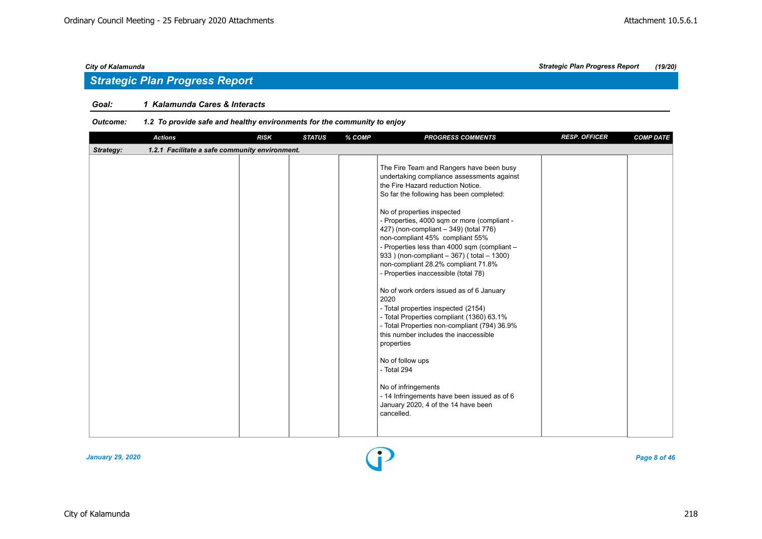## Strategic Plan Progress Report

**Goal:** ***1 Kalamunda Cares & Interacts***

**Outcome:** ***1.2 To provide safe and healthy environments for the community to enjoy***

| Actions | RISK | STATUS | % COMP | PROGRESS COMMENTS | RESP. OFFICER | COMP DATE |
|---|---|---|---|---|---|---|
| **Strategy: 1.2.1 Facilitate a safe community environment.** | | | | | | |
| | | | | The Fire Team and Rangers have been busy undertaking compliance assessments against the Fire Hazard reduction Notice.<br>So far the following has been completed:<br><br>No of properties inspected<br>- Properties, 4000 sqm or more (compliant - 427) (non-compliant – 349) (total 776)<br>non-compliant 45% compliant 55%<br>- Properties less than 4000 sqm (compliant – 933 ) (non-compliant – 367) ( total – 1300)<br>non-compliant 28.2% compliant 71.8%<br>- Properties inaccessible (total 78)<br><br>No of work orders issued as of 6 January 2020<br>- Total properties inspected (2154)<br>- Total Properties compliant (1360) 63.1%<br>- Total Properties non-compliant (794) 36.9% this number includes the inaccessible properties<br><br>No of follow ups<br>- Total 294<br><br>No of infringements<br>- 14 Infringements have been issued as of 6 January 2020, 4 of the 14 have been cancelled. | | |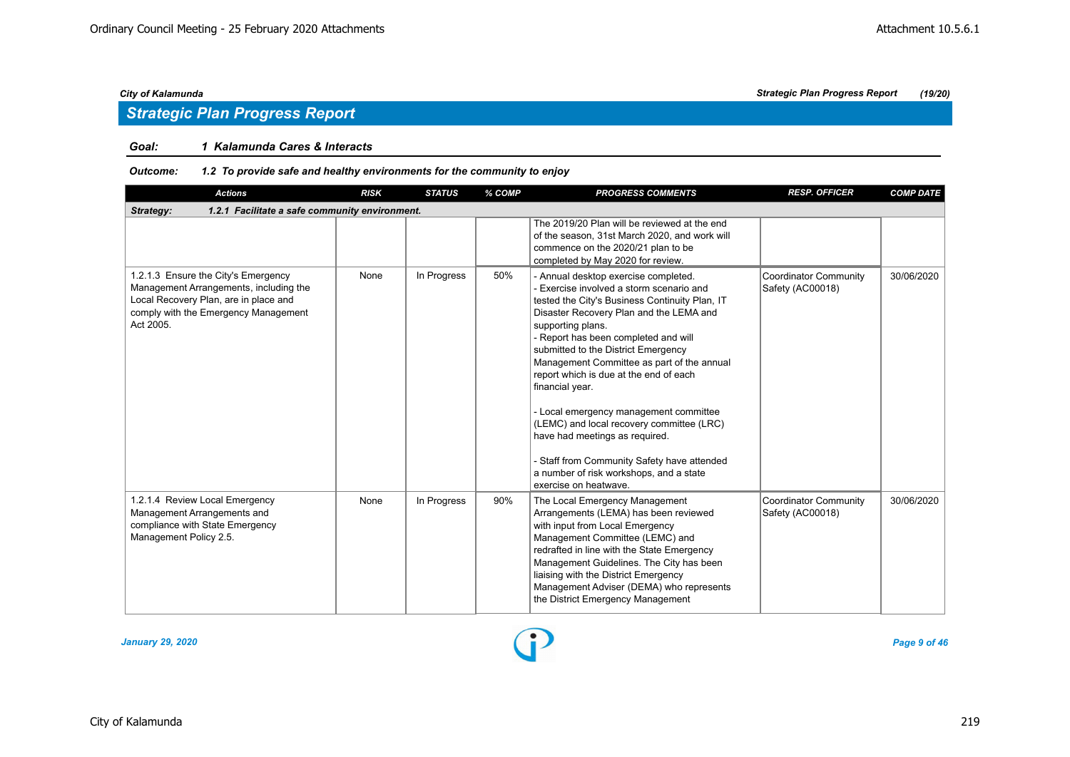## Strategic Plan Progress Report

**Goal:** **1 Kalamunda Cares & Interacts**

**Outcome:** **1.2 To provide safe and healthy environments for the community to enjoy**

| Actions | RISK | STATUS | % COMP | PROGRESS COMMENTS | RESP. OFFICER | COMP DATE |
|---|---|---|---|---|---|---|
| **Strategy: 1.2.1 Facilitate a safe community environment.** | | | | | | |
| | | | | The 2019/20 Plan will be reviewed at the end of the season, 31st March 2020, and work will commence on the 2020/21 plan to be completed by May 2020 for review. | | |
| 1.2.1.3 Ensure the City's Emergency Management Arrangements, including the Local Recovery Plan, are in place and comply with the Emergency Management Act 2005. | None | In Progress | 50% | - Annual desktop exercise completed.<br>- Exercise involved a storm scenario and tested the City's Business Continuity Plan, IT Disaster Recovery Plan and the LEMA and supporting plans.<br>- Report has been completed and will submitted to the District Emergency Management Committee as part of the annual report which is due at the end of each financial year.<br><br>- Local emergency management committee (LEMC) and local recovery committee (LRC) have had meetings as required.<br><br>- Staff from Community Safety have attended a number of risk workshops, and a state exercise on heatwave. | Coordinator Community Safety (AC00018) | 30/06/2020 |
| 1.2.1.4 Review Local Emergency Management Arrangements and compliance with State Emergency Management Policy 2.5. | None | In Progress | 90% | The Local Emergency Management Arrangements (LEMA) has been reviewed with input from Local Emergency Management Committee (LEMC) and redrafted in line with the State Emergency Management Guidelines. The City has been liaising with the District Emergency Management Adviser (DEMA) who represents the District Emergency Management | Coordinator Community Safety (AC00018) | 30/06/2020 |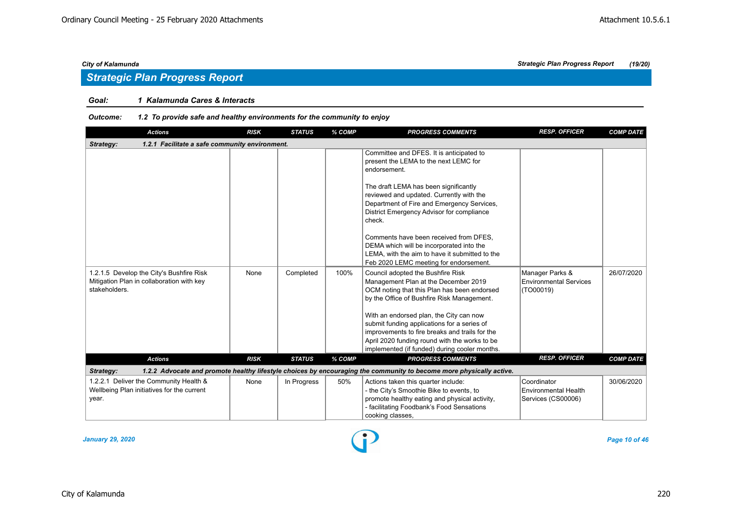## Strategic Plan Progress Report

**Goal:** 1 Kalamunda Cares & Interacts

**Outcome:** 1.2 To provide safe and healthy environments for the community to enjoy

| Actions | RISK | STATUS | % COMP | PROGRESS COMMENTS | RESP. OFFICER | COMP DATE |
|---|---|---|---|---|---|---|
| **Strategy: 1.2.1 Facilitate a safe community environment.** | | | | | | |
| | | | | Committee and DFES. It is anticipated to present the LEMA to the next LEMC for endorsement.<br><br>The draft LEMA has been significantly reviewed and updated. Currently with the Department of Fire and Emergency Services, District Emergency Advisor for compliance check.<br><br>Comments have been received from DFES, DEMA which will be incorporated into the LEMA, with the aim to have it submitted to the Feb 2020 LEMC meeting for endorsement. | | |
| 1.2.1.5 Develop the City's Bushfire Risk Mitigation Plan in collaboration with key stakeholders. | None | Completed | 100% | Council adopted the Bushfire Risk Management Plan at the December 2019 OCM noting that this Plan has been endorsed by the Office of Bushfire Risk Management.<br><br>With an endorsed plan, the City can now submit funding applications for a series of improvements to fire breaks and trails for the April 2020 funding round with the works to be implemented (if funded) during cooler months. | Manager Parks & Environmental Services (TO00019) | 26/07/2020 |
| **Strategy: 1.2.2 Advocate and promote healthy lifestyle choices by encouraging the community to become more physically active.** | | | | | | |
| 1.2.2.1 Deliver the Community Health & Wellbeing Plan initiatives for the current year. | None | In Progress | 50% | Actions taken this quarter include:<br>- the City's Smoothie Bike to events, to promote healthy eating and physical activity,<br>- facilitating Foodbank's Food Sensations cooking classes, | Coordinator Environmental Health Services (CS00006) | 30/06/2020 |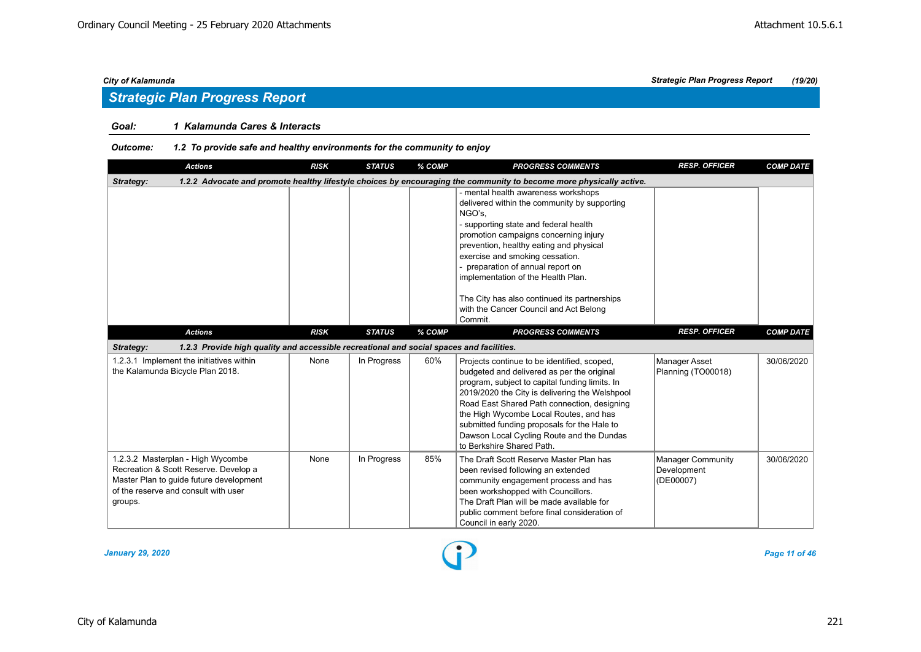## Strategic Plan Progress Report

**Goal:** *1 Kalamunda Cares & Interacts*

**Outcome:** *1.2 To provide safe and healthy environments for the community to enjoy*

| Actions | RISK | STATUS | % COMP | PROGRESS COMMENTS | RESP. OFFICER | COMP DATE |
|---|---|---|---|---|---|---|
| **Strategy: 1.2.2 Advocate and promote healthy lifestyle choices by encouraging the community to become more physically active.** | | | | | | |
| | | | | - mental health awareness workshops delivered within the community by supporting NGO's,<br>- supporting state and federal health promotion campaigns concerning injury prevention, healthy eating and physical exercise and smoking cessation.<br>- preparation of annual report on implementation of the Health Plan.<br><br>The City has also continued its partnerships with the Cancer Council and Act Belong Commit. | | |

| Actions | RISK | STATUS | % COMP | PROGRESS COMMENTS | RESP. OFFICER | COMP DATE |
|---|---|---|---|---|---|---|
| **Strategy: 1.2.3 Provide high quality and accessible recreational and social spaces and facilities.** | | | | | | |
| 1.2.3.1 Implement the initiatives within the Kalamunda Bicycle Plan 2018. | None | In Progress | 60% | Projects continue to be identified, scoped, budgeted and delivered as per the original program, subject to capital funding limits. In 2019/2020 the City is delivering the Welshpool Road East Shared Path connection, designing the High Wycombe Local Routes, and has submitted funding proposals for the Hale to Dawson Local Cycling Route and the Dundas to Berkshire Shared Path. | Manager Asset Planning (TO00018) | 30/06/2020 |
| 1.2.3.2 Masterplan - High Wycombe Recreation & Scott Reserve. Develop a Master Plan to guide future development of the reserve and consult with user groups. | None | In Progress | 85% | The Draft Scott Reserve Master Plan has been revised following an extended community engagement process and has been workshopped with Councillors.<br>The Draft Plan will be made available for public comment before final consideration of Council in early 2020. | Manager Community Development (DE00007) | 30/06/2020 |

*January 29, 2020*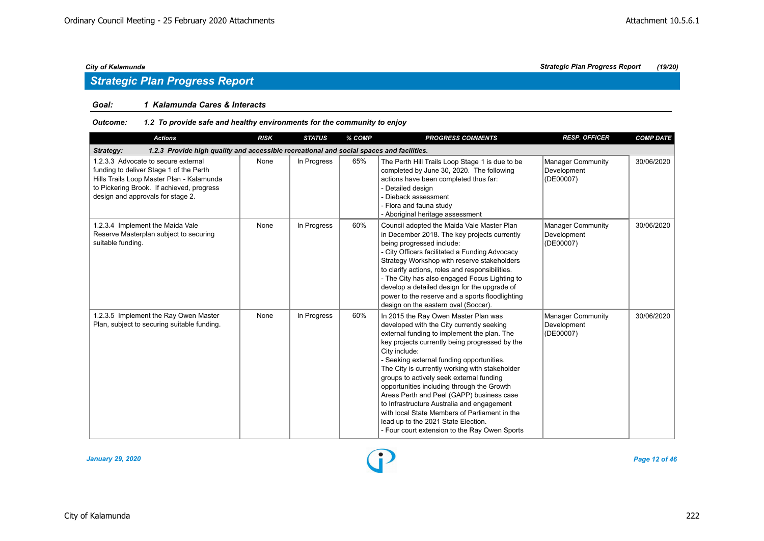## Strategic Plan Progress Report

**Goal:** *1 Kalamunda Cares & Interacts*

**Outcome:** *1.2 To provide safe and healthy environments for the community to enjoy*

| Actions | RISK | STATUS | % COMP | PROGRESS COMMENTS | RESP. OFFICER | COMP DATE |
|---|---|---|---|---|---|---|
| **Strategy: 1.2.3 Provide high quality and accessible recreational and social spaces and facilities.** | | | | | | |
| 1.2.3.3 Advocate to secure external funding to deliver Stage 1 of the Perth Hills Trails Loop Master Plan - Kalamunda to Pickering Brook. If achieved, progress design and approvals for stage 2. | None | In Progress | 65% | The Perth Hill Trails Loop Stage 1 is due to be completed by June 30, 2020. The following actions have been completed thus far:<br>- Detailed design<br>- Dieback assessment<br>- Flora and fauna study<br>- Aboriginal heritage assessment | Manager Community Development (DE00007) | 30/06/2020 |
| 1.2.3.4 Implement the Maida Vale Reserve Masterplan subject to securing suitable funding. | None | In Progress | 60% | Council adopted the Maida Vale Master Plan in December 2018. The key projects currently being progressed include:<br>- City Officers facilitated a Funding Advocacy Strategy Workshop with reserve stakeholders to clarify actions, roles and responsibilities.<br>- The City has also engaged Focus Lighting to develop a detailed design for the upgrade of power to the reserve and a sports floodlighting design on the eastern oval (Soccer). | Manager Community Development (DE00007) | 30/06/2020 |
| 1.2.3.5 Implement the Ray Owen Master Plan, subject to securing suitable funding. | None | In Progress | 60% | In 2015 the Ray Owen Master Plan was developed with the City currently seeking external funding to implement the plan. The key projects currently being progressed by the City include:<br>- Seeking external funding opportunities.<br>The City is currently working with stakeholder groups to actively seek external funding opportunities including through the Growth Areas Perth and Peel (GAPP) business case to Infrastructure Australia and engagement with local State Members of Parliament in the lead up to the 2021 State Election.<br>- Four court extension to the Ray Owen Sports | Manager Community Development (DE00007) | 30/06/2020 |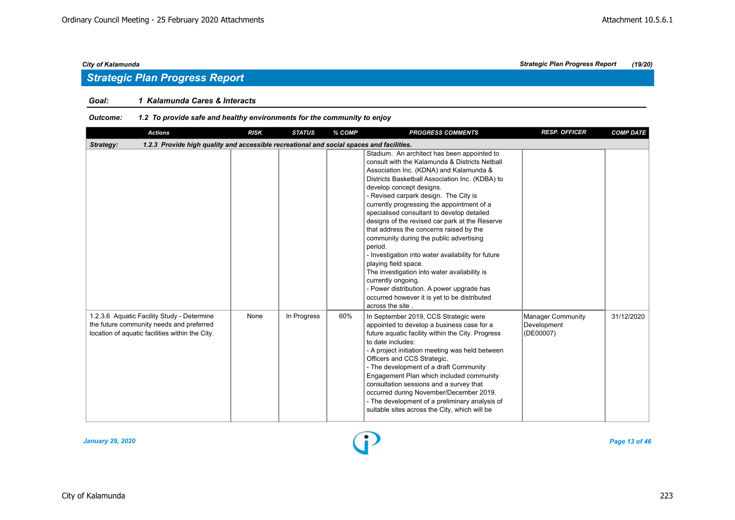## Strategic Plan Progress Report

**Goal:** 1 Kalamunda Cares & Interacts

**Outcome:** 1.2 To provide safe and healthy environments for the community to enjoy

| Actions | RISK | STATUS | % COMP | PROGRESS COMMENTS | RESP. OFFICER | COMP DATE |
|---|---|---|---|---|---|---|
| **Strategy:** 1.2.3 Provide high quality and accessible recreational and social spaces and facilities. | | | | | | |
| | | | | Stadium. An architect has been appointed to consult with the Kalamunda & Districts Netball Association Inc. (KDNA) and Kalamunda & Districts Basketball Association Inc. (KDBA) to develop concept designs.<br>- Revised carpark design. The City is currently progressing the appointment of a specialised consultant to develop detailed designs of the revised car park at the Reserve that address the concerns raised by the community during the public advertising period.<br>- Investigation into water availability for future playing field space.<br>The investigation into water availability is currently ongoing.<br>- Power distribution. A power upgrade has occurred however it is yet to be distributed across the site . | | |
| 1.2.3.6 Aquatic Facility Study - Determine the future community needs and preferred location of aquatic facilities within the City. | None | In Progress | 60% | In September 2019, CCS Strategic were appointed to develop a business case for a future aquatic facility within the City. Progress to date includes:<br>- A project initiation meeting was held between Officers and CCS Strategic.<br>- The development of a draft Community Engagement Plan which included community consultation sessions and a survey that occurred during November/December 2019.<br>- The development of a preliminary analysis of suitable sites across the City, which will be | Manager Community Development (DE00007) | 31/12/2020 |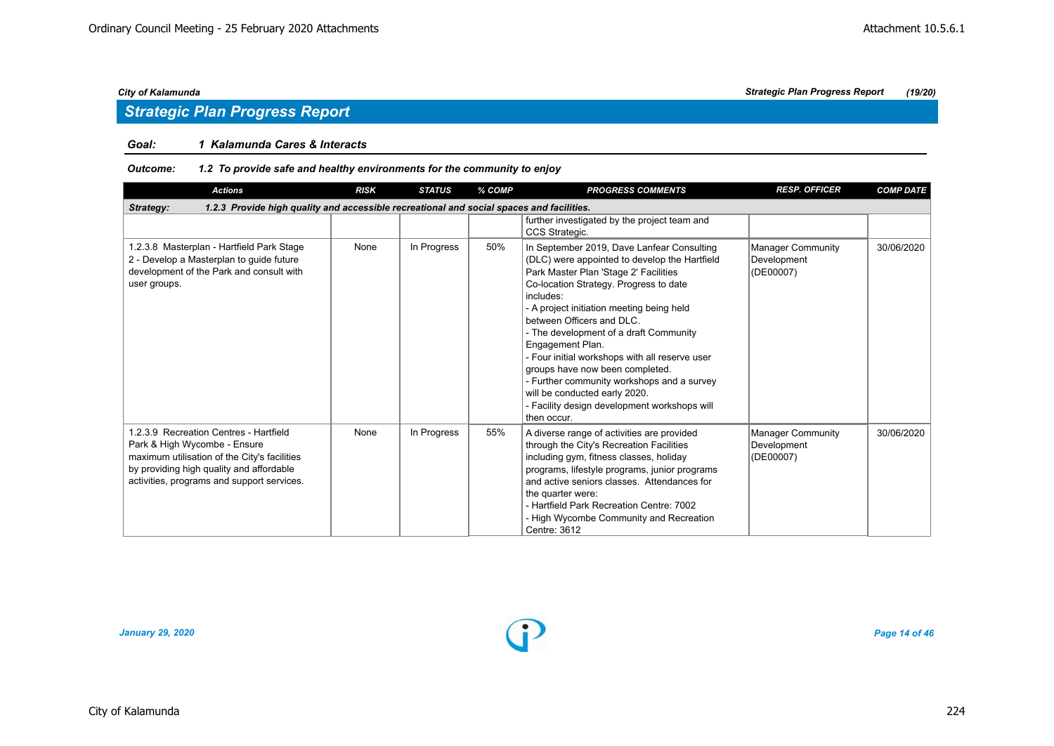## Strategic Plan Progress Report

**Goal:** 1 Kalamunda Cares & Interacts

**Outcome:** 1.2 To provide safe and healthy environments for the community to enjoy

| Actions | RISK | STATUS | % COMP | PROGRESS COMMENTS | RESP. OFFICER | COMP DATE |
|---|---|---|---|---|---|---|
| **Strategy: 1.2.3 Provide high quality and accessible recreational and social spaces and facilities.** | | | | | | |
| | | | | further investigated by the project team and CCS Strategic. | | |
| 1.2.3.8 Masterplan - Hartfield Park Stage 2 - Develop a Masterplan to guide future development of the Park and consult with user groups. | None | In Progress | 50% | In September 2019, Dave Lanfear Consulting (DLC) were appointed to develop the Hartfield Park Master Plan 'Stage 2' Facilities Co-location Strategy. Progress to date includes:<br>- A project initiation meeting being held between Officers and DLC.<br>- The development of a draft Community Engagement Plan.<br>- Four initial workshops with all reserve user groups have now been completed.<br>- Further community workshops and a survey will be conducted early 2020.<br>- Facility design development workshops will then occur. | Manager Community Development (DE00007) | 30/06/2020 |
| 1.2.3.9 Recreation Centres - Hartfield Park & High Wycombe - Ensure maximum utilisation of the City's facilities by providing high quality and affordable activities, programs and support services. | None | In Progress | 55% | A diverse range of activities are provided through the City's Recreation Facilities including gym, fitness classes, holiday programs, lifestyle programs, junior programs and active seniors classes. Attendances for the quarter were:<br>- Hartfield Park Recreation Centre: 7002<br>- High Wycombe Community and Recreation Centre: 3612 | Manager Community Development (DE00007) | 30/06/2020 |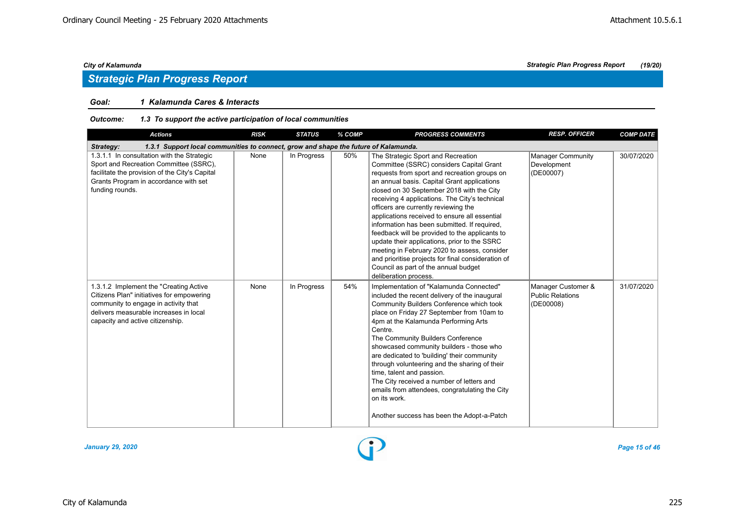## Strategic Plan Progress Report

**Goal:** *1 Kalamunda Cares & Interacts*

**Outcome:** *1.3 To support the active participation of local communities*

| Actions | RISK | STATUS | % COMP | PROGRESS COMMENTS | RESP. OFFICER | COMP DATE |
|---|---|---|---|---|---|---|
| **Strategy: 1.3.1 Support local communities to connect, grow and shape the future of Kalamunda.** | | | | | | |
| 1.3.1.1 In consultation with the Strategic Sport and Recreation Committee (SSRC), facilitate the provision of the City's Capital Grants Program in accordance with set funding rounds. | None | In Progress | 50% | The Strategic Sport and Recreation Committee (SSRC) considers Capital Grant requests from sport and recreation groups on an annual basis. Capital Grant applications closed on 30 September 2018 with the City receiving 4 applications. The City's technical officers are currently reviewing the applications received to ensure all essential information has been submitted. If required, feedback will be provided to the applicants to update their applications, prior to the SSRC meeting in February 2020 to assess, consider and prioritise projects for final consideration of Council as part of the annual budget deliberation process. | Manager Community Development (DE00007) | 30/07/2020 |
| 1.3.1.2 Implement the "Creating Active Citizens Plan" initiatives for empowering community to engage in activity that delivers measurable increases in local capacity and active citizenship. | None | In Progress | 54% | Implementation of "Kalamunda Connected" included the recent delivery of the inaugural Community Builders Conference which took place on Friday 27 September from 10am to 4pm at the Kalamunda Performing Arts Centre.<br>The Community Builders Conference showcased community builders - those who are dedicated to 'building' their community through volunteering and the sharing of their time, talent and passion.<br>The City received a number of letters and emails from attendees, congratulating the City on its work.<br><br>Another success has been the Adopt-a-Patch | Manager Customer & Public Relations (DE00008) | 31/07/2020 |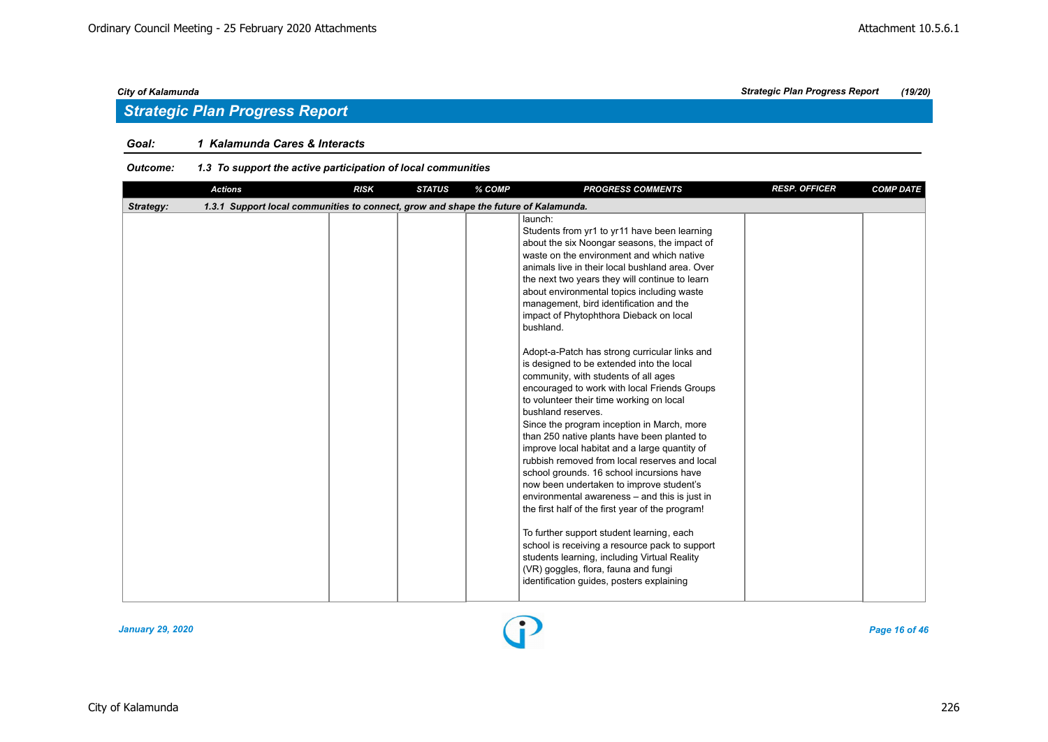## Strategic Plan Progress Report

**Goal:** *1 Kalamunda Cares & Interacts*

**Outcome:** *1.3 To support the active participation of local communities*

| Actions | RISK | STATUS | % COMP | PROGRESS COMMENTS | RESP. OFFICER | COMP DATE |
|---|---|---|---|---|---|---|
| **Strategy:** *1.3.1 Support local communities to connect, grow and shape the future of Kalamunda.* | | | | | | |
| | | | | launch:<br>Students from yr1 to yr11 have been learning about the six Noongar seasons, the impact of waste on the environment and which native animals live in their local bushland area. Over the next two years they will continue to learn about environmental topics including waste management, bird identification and the impact of Phytophthora Dieback on local bushland.<br><br>Adopt-a-Patch has strong curricular links and is designed to be extended into the local community, with students of all ages encouraged to work with local Friends Groups to volunteer their time working on local bushland reserves.<br>Since the program inception in March, more than 250 native plants have been planted to improve local habitat and a large quantity of rubbish removed from local reserves and local school grounds. 16 school incursions have now been undertaken to improve student's environmental awareness – and this is just in the first half of the first year of the program!<br><br>To further support student learning, each school is receiving a resource pack to support students learning, including Virtual Reality (VR) goggles, flora, fauna and fungi identification guides, posters explaining | | |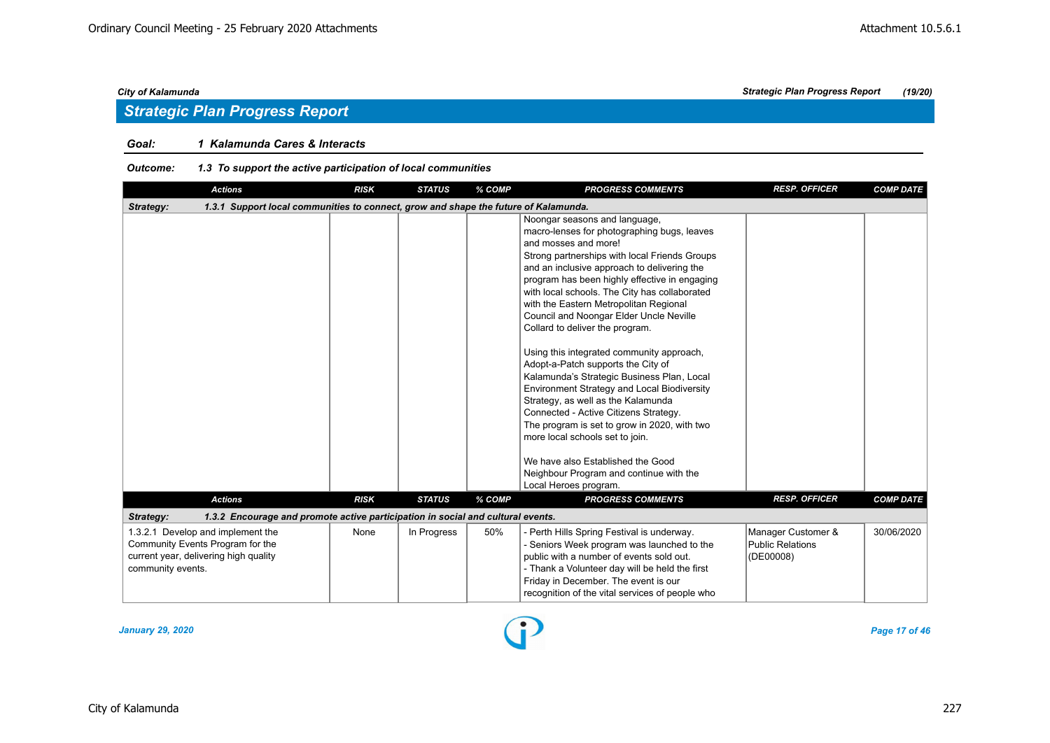## Strategic Plan Progress Report

**Goal:** 1 Kalamunda Cares & Interacts

**Outcome:** 1.3 To support the active participation of local communities

| Actions | RISK | STATUS | % COMP | PROGRESS COMMENTS | RESP. OFFICER | COMP DATE |
|---|---|---|---|---|---|---|
| **Strategy: 1.3.1 Support local communities to connect, grow and shape the future of Kalamunda.** | | | | | | |
| | | | | Noongar seasons and language, macro-lenses for photographing bugs, leaves and mosses and more! Strong partnerships with local Friends Groups and an inclusive approach to delivering the program has been highly effective in engaging with local schools. The City has collaborated with the Eastern Metropolitan Regional Council and Noongar Elder Uncle Neville Collard to deliver the program.<br><br>Using this integrated community approach, Adopt-a-Patch supports the City of Kalamunda's Strategic Business Plan, Local Environment Strategy and Local Biodiversity Strategy, as well as the Kalamunda Connected - Active Citizens Strategy. The program is set to grow in 2020, with two more local schools set to join.<br><br>We have also Established the Good Neighbour Program and continue with the Local Heroes program. | | |

| Actions | RISK | STATUS | % COMP | PROGRESS COMMENTS | RESP. OFFICER | COMP DATE |
|---|---|---|---|---|---|---|
| **Strategy: 1.3.2 Encourage and promote active participation in social and cultural events.** | | | | | | |
| 1.3.2.1 Develop and implement the Community Events Program for the current year, delivering high quality community events. | None | In Progress | 50% | - Perth Hills Spring Festival is underway.<br>- Seniors Week program was launched to the public with a number of events sold out.<br>- Thank a Volunteer day will be held the first Friday in December. The event is our recognition of the vital services of people who | Manager Customer & Public Relations (DE00008) | 30/06/2020 |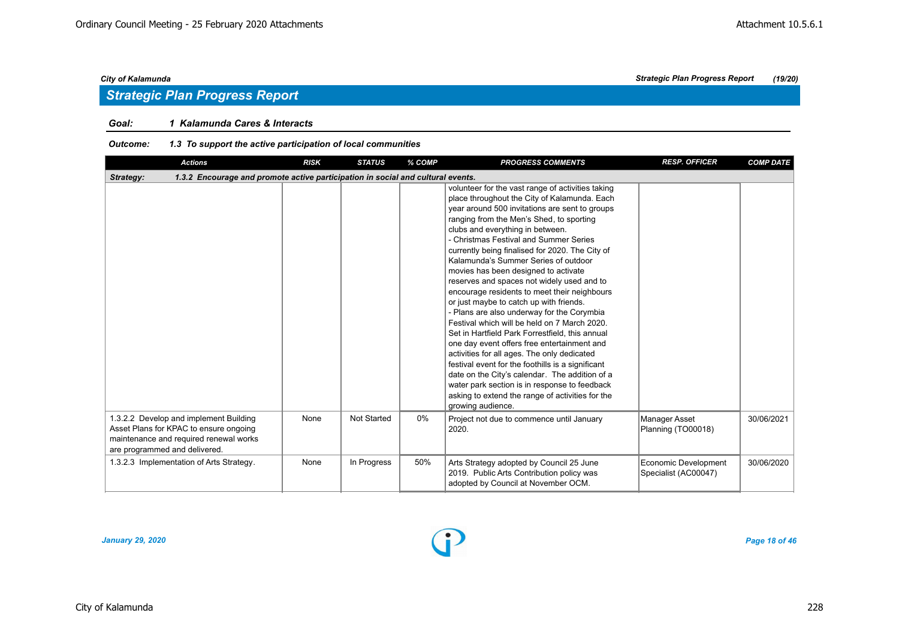## Strategic Plan Progress Report

**Goal:** ***1 Kalamunda Cares & Interacts***

**Outcome:** ***1.3 To support the active participation of local communities***

| Actions | RISK | STATUS | % COMP | PROGRESS COMMENTS | RESP. OFFICER | COMP DATE |
|---|---|---|---|---|---|---|
| **Strategy: 1.3.2 Encourage and promote active participation in social and cultural events.** | | | | | | |
| | | | | volunteer for the vast range of activities taking place throughout the City of Kalamunda. Each year around 500 invitations are sent to groups ranging from the Men's Shed, to sporting clubs and everything in between.<br>- Christmas Festival and Summer Series currently being finalised for 2020. The City of Kalamunda's Summer Series of outdoor movies has been designed to activate reserves and spaces not widely used and to encourage residents to meet their neighbours or just maybe to catch up with friends.<br>- Plans are also underway for the Corymbia Festival which will be held on 7 March 2020. Set in Hartfield Park Forrestfield, this annual one day event offers free entertainment and activities for all ages. The only dedicated festival event for the foothills is a significant date on the City's calendar. The addition of a water park section is in response to feedback asking to extend the range of activities for the growing audience. | | |
| 1.3.2.2 Develop and implement Building Asset Plans for KPAC to ensure ongoing maintenance and required renewal works are programmed and delivered. | None | Not Started | 0% | Project not due to commence until January 2020. | Manager Asset Planning (TO00018) | 30/06/2021 |
| 1.3.2.3 Implementation of Arts Strategy. | None | In Progress | 50% | Arts Strategy adopted by Council 25 June 2019. Public Arts Contribution policy was adopted by Council at November OCM. | Economic Development Specialist (AC00047) | 30/06/2020 |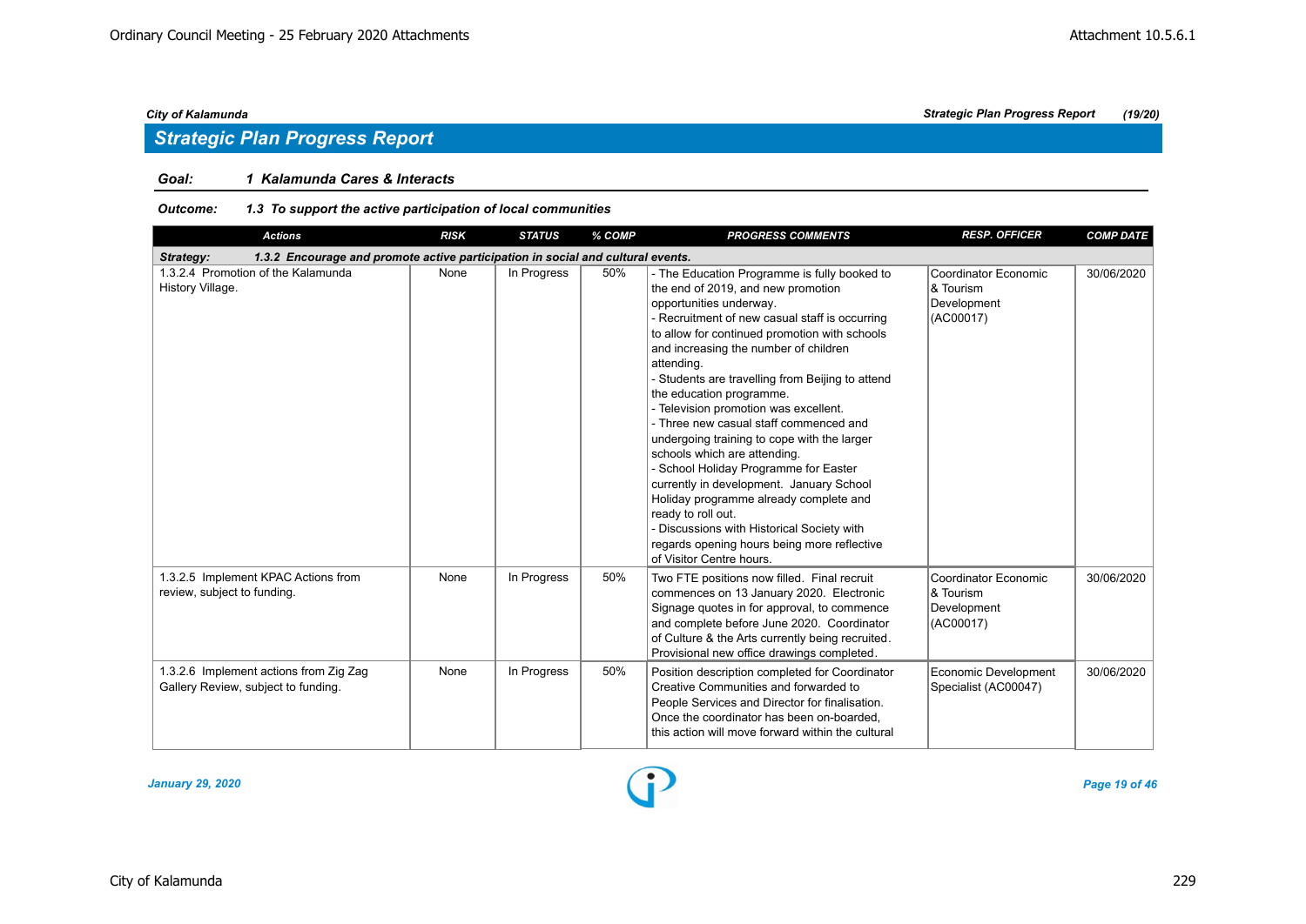## Strategic Plan Progress Report

**Goal:** *1 Kalamunda Cares & Interacts*

**Outcome:** *1.3 To support the active participation of local communities*

| Actions | RISK | STATUS | % COMP | PROGRESS COMMENTS | RESP. OFFICER | COMP DATE |
|---|---|---|---|---|---|---|
| **Strategy: 1.3.2 Encourage and promote active participation in social and cultural events.** | | | | | | |
| 1.3.2.4 Promotion of the Kalamunda History Village. | None | In Progress | 50% | - The Education Programme is fully booked to the end of 2019, and new promotion opportunities underway.<br>- Recruitment of new casual staff is occurring to allow for continued promotion with schools and increasing the number of children attending.<br>- Students are travelling from Beijing to attend the education programme.<br>- Television promotion was excellent.<br>- Three new casual staff commenced and undergoing training to cope with the larger schools which are attending.<br>- School Holiday Programme for Easter currently in development. January School Holiday programme already complete and ready to roll out.<br>- Discussions with Historical Society with regards opening hours being more reflective of Visitor Centre hours. | Coordinator Economic & Tourism Development (AC00017) | 30/06/2020 |
| 1.3.2.5 Implement KPAC Actions from review, subject to funding. | None | In Progress | 50% | Two FTE positions now filled. Final recruit commences on 13 January 2020. Electronic Signage quotes in for approval, to commence and complete before June 2020. Coordinator of Culture & the Arts currently being recruited. Provisional new office drawings completed. | Coordinator Economic & Tourism Development (AC00017) | 30/06/2020 |
| 1.3.2.6 Implement actions from Zig Zag Gallery Review, subject to funding. | None | In Progress | 50% | Position description completed for Coordinator Creative Communities and forwarded to People Services and Director for finalisation. Once the coordinator has been on-boarded, this action will move forward within the cultural | Economic Development Specialist (AC00047) | 30/06/2020 |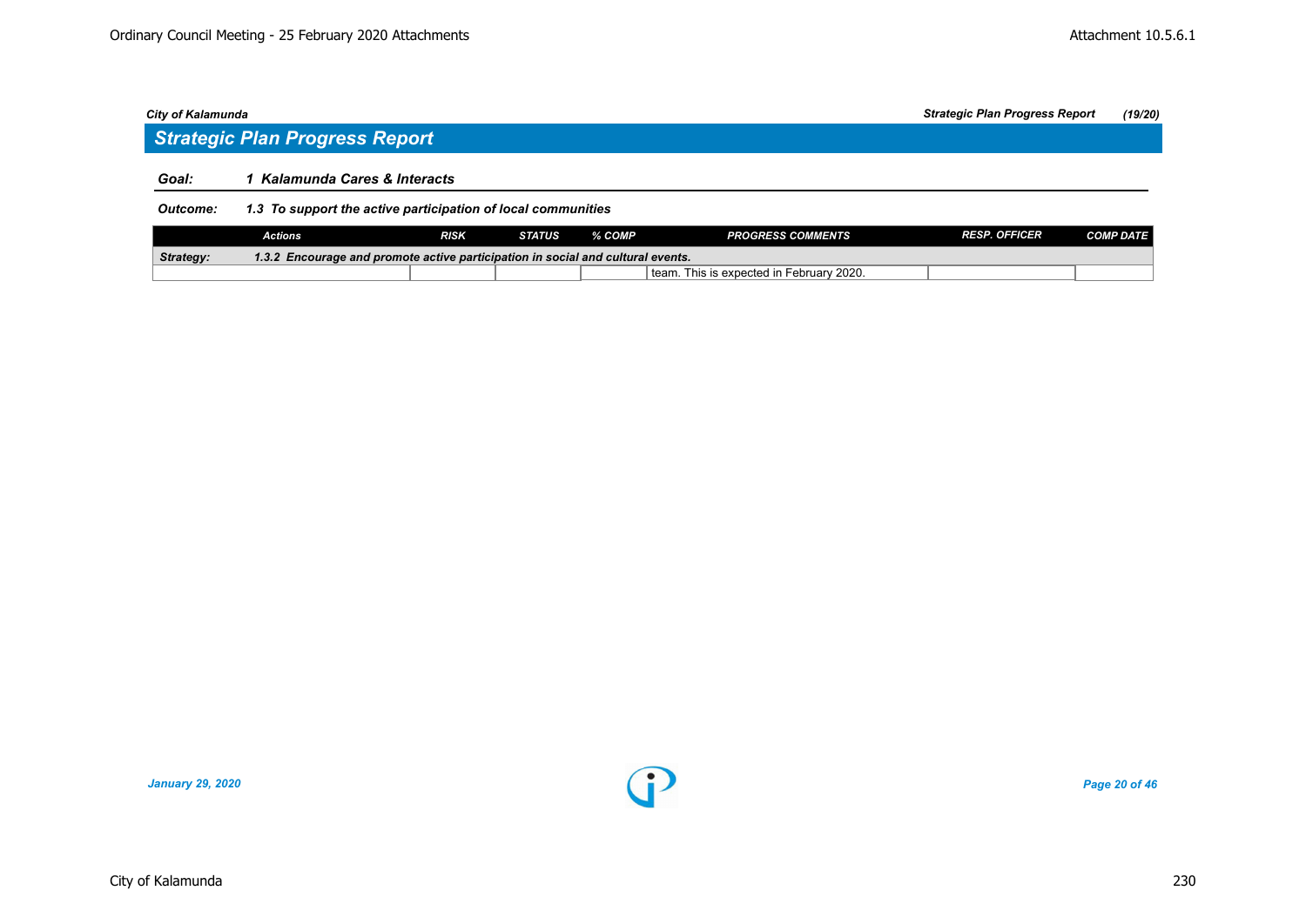City of Kalamunda — Strategic Plan Progress Report (19/20)

## Strategic Plan Progress Report

**Goal:** ***1 Kalamunda Cares & Interacts***

**Outcome:** ***1.3 To support the active participation of local communities***

| Actions | RISK | STATUS | % COMP | PROGRESS COMMENTS | RESP. OFFICER | COMP DATE |
|---|---|---|---|---|---|---|
| ***Strategy:*** ***1.3.2 Encourage and promote active participation in social and cultural events.*** | | | | | | |
| | | | | team. This is expected in February 2020. | | |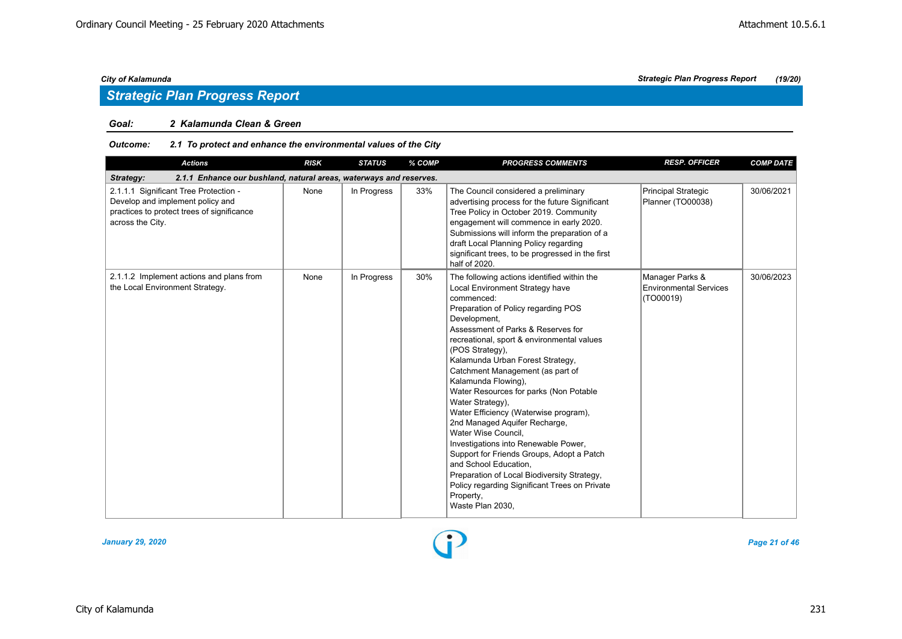## Strategic Plan Progress Report

**Goal:** ***2 Kalamunda Clean & Green***

**Outcome:** ***2.1 To protect and enhance the environmental values of the City***

| Actions | RISK | STATUS | % COMP | PROGRESS COMMENTS | RESP. OFFICER | COMP DATE |
|---|---|---|---|---|---|---|
| ***Strategy: 2.1.1 Enhance our bushland, natural areas, waterways and reserves.*** | | | | | | |
| 2.1.1.1 Significant Tree Protection - Develop and implement policy and practices to protect trees of significance across the City. | None | In Progress | 33% | The Council considered a preliminary advertising process for the future Significant Tree Policy in October 2019. Community engagement will commence in early 2020. Submissions will inform the preparation of a draft Local Planning Policy regarding significant trees, to be progressed in the first half of 2020. | Principal Strategic Planner (TO00038) | 30/06/2021 |
| 2.1.1.2 Implement actions and plans from the Local Environment Strategy. | None | In Progress | 30% | The following actions identified within the Local Environment Strategy have commenced:<br>Preparation of Policy regarding POS Development,<br>Assessment of Parks & Reserves for recreational, sport & environmental values (POS Strategy),<br>Kalamunda Urban Forest Strategy,<br>Catchment Management (as part of Kalamunda Flowing),<br>Water Resources for parks (Non Potable Water Strategy),<br>Water Efficiency (Waterwise program),<br>2nd Managed Aquifer Recharge,<br>Water Wise Council,<br>Investigations into Renewable Power,<br>Support for Friends Groups, Adopt a Patch and School Education,<br>Preparation of Local Biodiversity Strategy,<br>Policy regarding Significant Trees on Private Property,<br>Waste Plan 2030, | Manager Parks & Environmental Services (TO00019) | 30/06/2023 |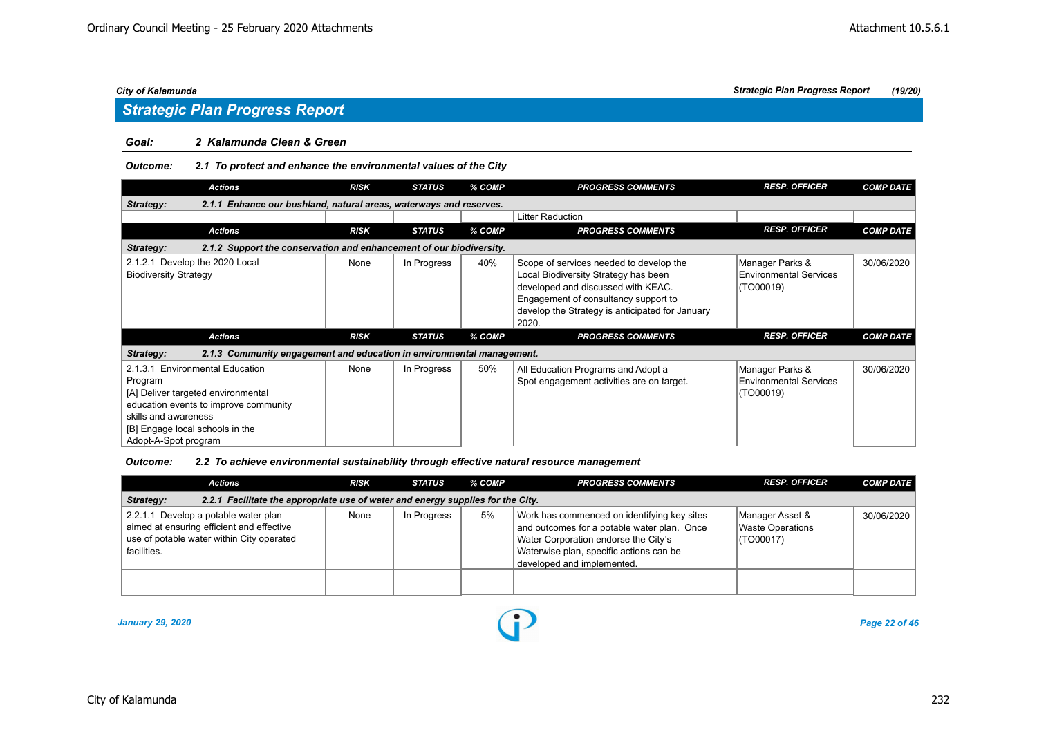## Strategic Plan Progress Report

**Goal:** *2 Kalamunda Clean & Green*

**Outcome:** *2.1 To protect and enhance the environmental values of the City*

| Actions | RISK | STATUS | % COMP | PROGRESS COMMENTS | RESP. OFFICER | COMP DATE |
|---|---|---|---|---|---|---|
| ***Strategy: 2.1.1 Enhance our bushland, natural areas, waterways and reserves.*** | | | | | | |
| | | | | Litter Reduction | | |

| Actions | RISK | STATUS | % COMP | PROGRESS COMMENTS | RESP. OFFICER | COMP DATE |
|---|---|---|---|---|---|---|
| ***Strategy: 2.1.2 Support the conservation and enhancement of our biodiversity.*** | | | | | | |
| 2.1.2.1 Develop the 2020 Local Biodiversity Strategy | None | In Progress | 40% | Scope of services needed to develop the Local Biodiversity Strategy has been developed and discussed with KEAC. Engagement of consultancy support to develop the Strategy is anticipated for January 2020. | Manager Parks & Environmental Services (TO00019) | 30/06/2020 |

| Actions | RISK | STATUS | % COMP | PROGRESS COMMENTS | RESP. OFFICER | COMP DATE |
|---|---|---|---|---|---|---|
| ***Strategy: 2.1.3 Community engagement and education in environmental management.*** | | | | | | |
| 2.1.3.1 Environmental Education Program<br>[A] Deliver targeted environmental education events to improve community skills and awareness<br>[B] Engage local schools in the Adopt-A-Spot program | None | In Progress | 50% | All Education Programs and Adopt a Spot engagement activities are on target. | Manager Parks & Environmental Services (TO00019) | 30/06/2020 |

**Outcome:** *2.2 To achieve environmental sustainability through effective natural resource management*

| Actions | RISK | STATUS | % COMP | PROGRESS COMMENTS | RESP. OFFICER | COMP DATE |
|---|---|---|---|---|---|---|
| ***Strategy: 2.2.1 Facilitate the appropriate use of water and energy supplies for the City.*** | | | | | | |
| 2.2.1.1 Develop a potable water plan aimed at ensuring efficient and effective use of potable water within City operated facilities. | None | In Progress | 5% | Work has commenced on identifying key sites and outcomes for a potable water plan. Once Water Corporation endorse the City's Waterwise plan, specific actions can be developed and implemented. | Manager Asset & Waste Operations (TO00017) | 30/06/2020 |
| | | | | | | |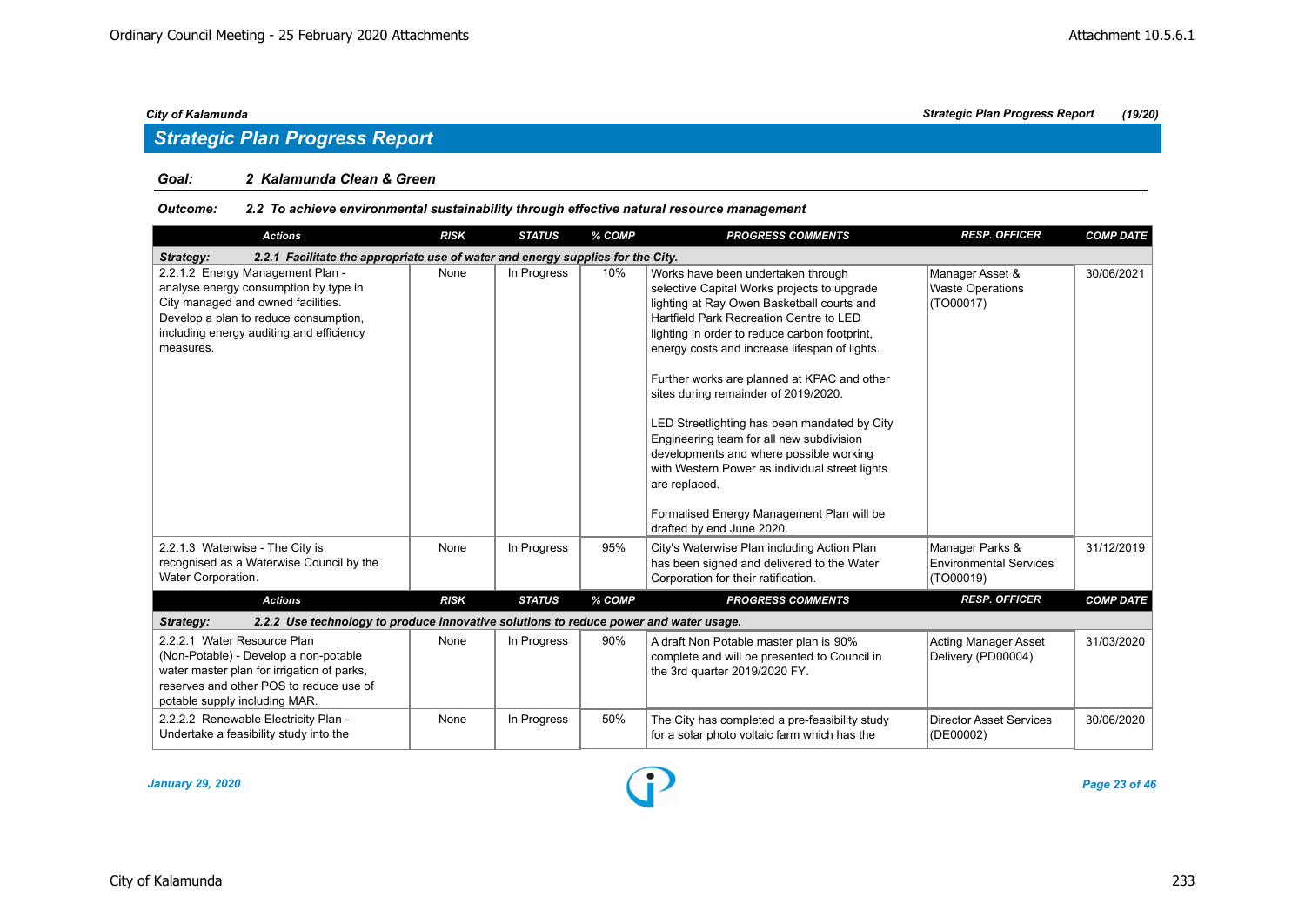## Strategic Plan Progress Report

**Goal:** **2 Kalamunda Clean & Green**

**Outcome:** **2.2 To achieve environmental sustainability through effective natural resource management**

| Actions | RISK | STATUS | % COMP | PROGRESS COMMENTS | RESP. OFFICER | COMP DATE |
|---|---|---|---|---|---|---|
| **Strategy: 2.2.1 Facilitate the appropriate use of water and energy supplies for the City.** | | | | | | |
| 2.2.1.2 Energy Management Plan - analyse energy consumption by type in City managed and owned facilities. Develop a plan to reduce consumption, including energy auditing and efficiency measures. | None | In Progress | 10% | Works have been undertaken through selective Capital Works projects to upgrade lighting at Ray Owen Basketball courts and Hartfield Park Recreation Centre to LED lighting in order to reduce carbon footprint, energy costs and increase lifespan of lights.<br><br>Further works are planned at KPAC and other sites during remainder of 2019/2020.<br><br>LED Streetlighting has been mandated by City Engineering team for all new subdivision developments and where possible working with Western Power as individual street lights are replaced.<br><br>Formalised Energy Management Plan will be drafted by end June 2020. | Manager Asset & Waste Operations (TO00017) | 30/06/2021 |
| 2.2.1.3 Waterwise - The City is recognised as a Waterwise Council by the Water Corporation. | None | In Progress | 95% | City's Waterwise Plan including Action Plan has been signed and delivered to the Water Corporation for their ratification. | Manager Parks & Environmental Services (TO00019) | 31/12/2019 |
| **Strategy: 2.2.2 Use technology to produce innovative solutions to reduce power and water usage.** | | | | | | |
| 2.2.2.1 Water Resource Plan (Non-Potable) - Develop a non-potable water master plan for irrigation of parks, reserves and other POS to reduce use of potable supply including MAR. | None | In Progress | 90% | A draft Non Potable master plan is 90% complete and will be presented to Council in the 3rd quarter 2019/2020 FY. | Acting Manager Asset Delivery (PD00004) | 31/03/2020 |
| 2.2.2.2 Renewable Electricity Plan - Undertake a feasibility study into the | None | In Progress | 50% | The City has completed a pre-feasibility study for a solar photo voltaic farm which has the | Director Asset Services (DE00002) | 30/06/2020 |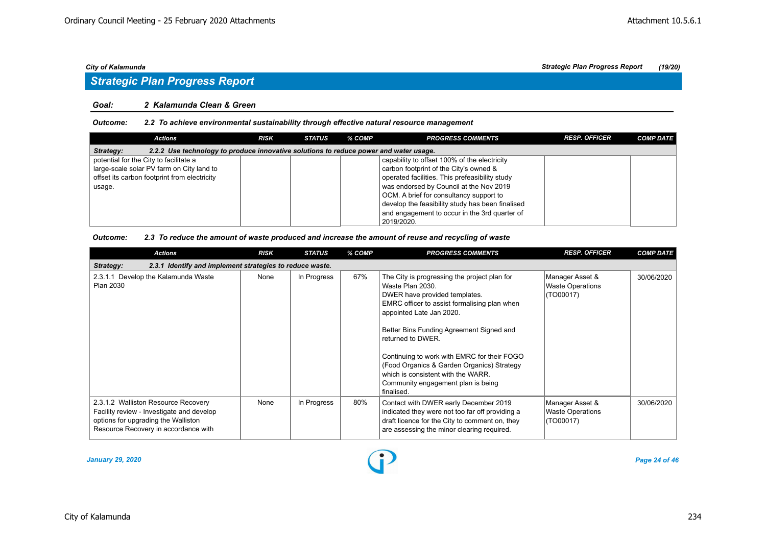## Strategic Plan Progress Report

**Goal:** 2 Kalamunda Clean & Green

**Outcome:** 2.2 To achieve environmental sustainability through effective natural resource management

| Actions | RISK | STATUS | % COMP | PROGRESS COMMENTS | RESP. OFFICER | COMP DATE |
|---|---|---|---|---|---|---|
| **Strategy: 2.2.2 Use technology to produce innovative solutions to reduce power and water usage.** | | | | | | |
| potential for the City to facilitate a large-scale solar PV farm on City land to offset its carbon footprint from electricity usage. | | | | capability to offset 100% of the electricity carbon footprint of the City's owned & operated facilities. This prefeasibility study was endorsed by Council at the Nov 2019 OCM. A brief for consultancy support to develop the feasibility study has been finalised and engagement to occur in the 3rd quarter of 2019/2020. | | |

**Outcome:** 2.3 To reduce the amount of waste produced and increase the amount of reuse and recycling of waste

| Actions | RISK | STATUS | % COMP | PROGRESS COMMENTS | RESP. OFFICER | COMP DATE |
|---|---|---|---|---|---|---|
| **Strategy: 2.3.1 Identify and implement strategies to reduce waste.** | | | | | | |
| 2.3.1.1 Develop the Kalamunda Waste Plan 2030 | None | In Progress | 67% | The City is progressing the project plan for Waste Plan 2030.<br>DWER have provided templates.<br>EMRC officer to assist formalising plan when appointed Late Jan 2020.<br><br>Better Bins Funding Agreement Signed and returned to DWER.<br><br>Continuing to work with EMRC for their FOGO (Food Organics & Garden Organics) Strategy which is consistent with the WARR.<br>Community engagement plan is being finalised. | Manager Asset & Waste Operations (TO00017) | 30/06/2020 |
| 2.3.1.2 Walliston Resource Recovery Facility review - Investigate and develop options for upgrading the Walliston Resource Recovery in accordance with | None | In Progress | 80% | Contact with DWER early December 2019 indicated they were not too far off providing a draft licence for the City to comment on, they are assessing the minor clearing required. | Manager Asset & Waste Operations (TO00017) | 30/06/2020 |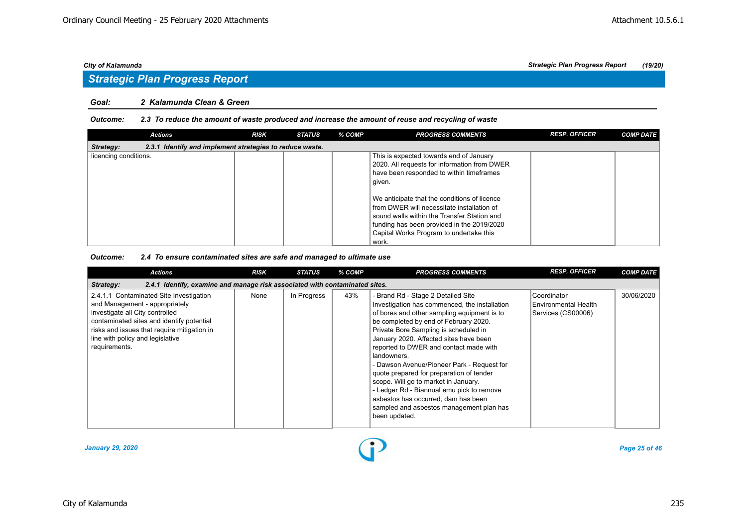## Strategic Plan Progress Report

**Goal: 2 Kalamunda Clean & Green**

***Outcome: 2.3 To reduce the amount of waste produced and increase the amount of reuse and recycling of waste***

| Actions | RISK | STATUS | % COMP | PROGRESS COMMENTS | RESP. OFFICER | COMP DATE |
|---|---|---|---|---|---|---|
| ***Strategy: 2.3.1 Identify and implement strategies to reduce waste.*** | | | | | | |
| licencing conditions. | | | | This is expected towards end of January 2020. All requests for information from DWER have been responded to within timeframes given.<br><br>We anticipate that the conditions of licence from DWER will necessitate installation of sound walls within the Transfer Station and funding has been provided in the 2019/2020 Capital Works Program to undertake this work. | | |

***Outcome: 2.4 To ensure contaminated sites are safe and managed to ultimate use***

| Actions | RISK | STATUS | % COMP | PROGRESS COMMENTS | RESP. OFFICER | COMP DATE |
|---|---|---|---|---|---|---|
| ***Strategy: 2.4.1 Identify, examine and manage risk associated with contaminated sites.*** | | | | | | |
| 2.4.1.1 Contaminated Site Investigation and Management - appropriately investigate all City controlled contaminated sites and identify potential risks and issues that require mitigation in line with policy and legislative requirements. | None | In Progress | 43% | - Brand Rd - Stage 2 Detailed Site Investigation has commenced, the installation of bores and other sampling equipment is to be completed by end of February 2020. Private Bore Sampling is scheduled in January 2020. Affected sites have been reported to DWER and contact made with landowners.<br>- Dawson Avenue/Pioneer Park - Request for quote prepared for preparation of tender scope. Will go to market in January.<br>- Ledger Rd - Biannual emu pick to remove asbestos has occurred, dam has been sampled and asbestos management plan has been updated. | Coordinator Environmental Health Services (CS00006) | 30/06/2020 |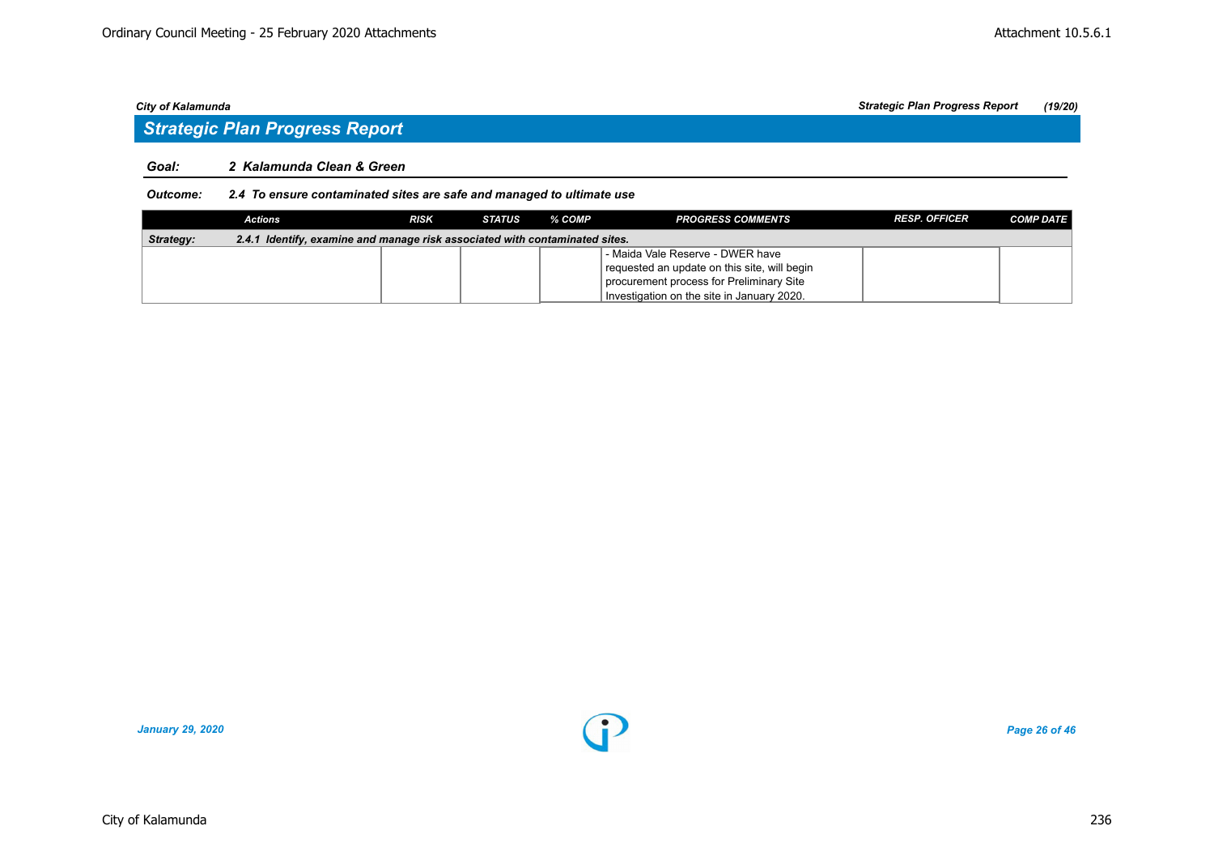## Strategic Plan Progress Report

**Goal:** *2 Kalamunda Clean & Green*

**Outcome:** *2.4 To ensure contaminated sites are safe and managed to ultimate use*

| Actions | RISK | STATUS | % COMP | PROGRESS COMMENTS | RESP. OFFICER | COMP DATE |
|---|---|---|---|---|---|---|
| **Strategy:** 2.4.1 Identify, examine and manage risk associated with contaminated sites. | | | | | | |
| | | | | - Maida Vale Reserve - DWER have requested an update on this site, will begin procurement process for Preliminary Site Investigation on the site in January 2020. | | |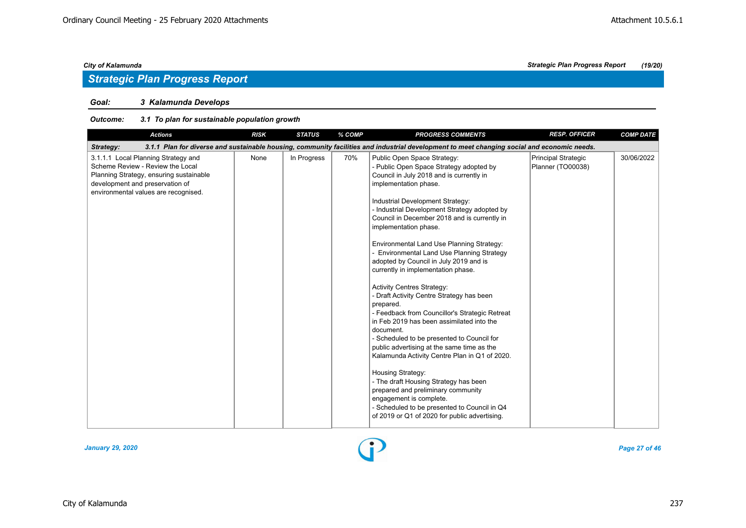**City of Kalamunda**

## Strategic Plan Progress Report

**Goal:** ***3 Kalamunda Develops***

**Outcome:** ***3.1 To plan for sustainable population growth***

| Actions | RISK | STATUS | % COMP | PROGRESS COMMENTS | RESP. OFFICER | COMP DATE |
|---|---|---|---|---|---|---|
| ***Strategy: 3.1.1 Plan for diverse and sustainable housing, community facilities and industrial development to meet changing social and economic needs.*** | | | | | | |
| 3.1.1.1 Local Planning Strategy and Scheme Review - Review the Local Planning Strategy, ensuring sustainable development and preservation of environmental values are recognised. | None | In Progress | 70% | Public Open Space Strategy:<br>- Public Open Space Strategy adopted by Council in July 2018 and is currently in implementation phase.<br><br>Industrial Development Strategy:<br>- Industrial Development Strategy adopted by Council in December 2018 and is currently in implementation phase.<br><br>Environmental Land Use Planning Strategy:<br>- Environmental Land Use Planning Strategy adopted by Council in July 2019 and is currently in implementation phase.<br><br>Activity Centres Strategy:<br>- Draft Activity Centre Strategy has been prepared.<br>- Feedback from Councillor's Strategic Retreat in Feb 2019 has been assimilated into the document.<br>- Scheduled to be presented to Council for public advertising at the same time as the Kalamunda Activity Centre Plan in Q1 of 2020.<br><br>Housing Strategy:<br>- The draft Housing Strategy has been prepared and preliminary community engagement is complete.<br>- Scheduled to be presented to Council in Q4 of 2019 or Q1 of 2020 for public advertising. | Principal Strategic Planner (TO00038) | 30/06/2022 |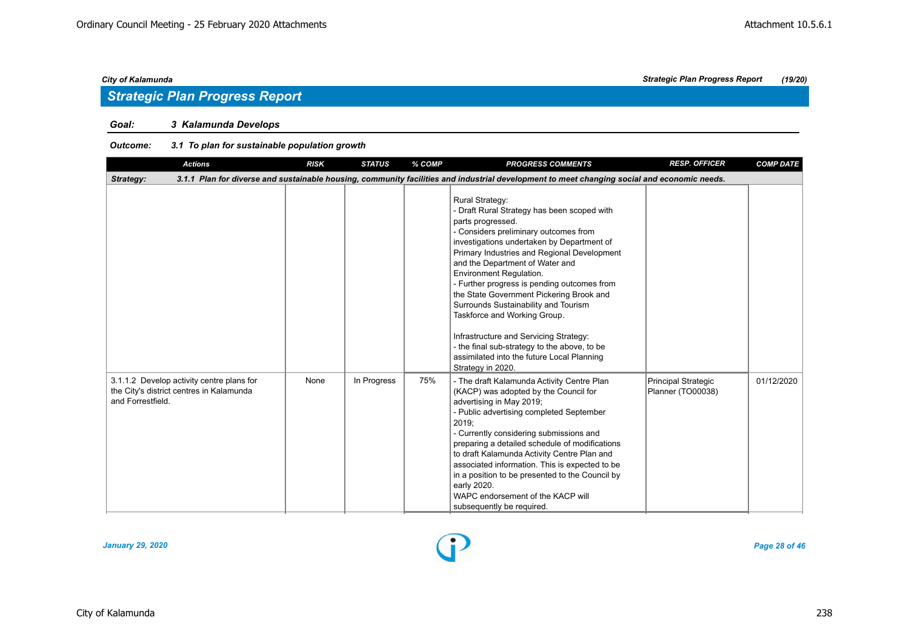## Strategic Plan Progress Report

**Goal:** 3 Kalamunda Develops

**Outcome:** 3.1 To plan for sustainable population growth

| Actions | RISK | STATUS | % COMP | PROGRESS COMMENTS | RESP. OFFICER | COMP DATE |
|---|---|---|---|---|---|---|
| **Strategy:** 3.1.1 Plan for diverse and sustainable housing, community facilities and industrial development to meet changing social and economic needs. | | | | | | |
| | | | | Rural Strategy:<br>- Draft Rural Strategy has been scoped with parts progressed.<br>- Considers preliminary outcomes from investigations undertaken by Department of Primary Industries and Regional Development and the Department of Water and Environment Regulation.<br>- Further progress is pending outcomes from the State Government Pickering Brook and Surrounds Sustainability and Tourism Taskforce and Working Group.<br><br>Infrastructure and Servicing Strategy:<br>- the final sub-strategy to the above, to be assimilated into the future Local Planning Strategy in 2020. | | |
| 3.1.1.2 Develop activity centre plans for the City's district centres in Kalamunda and Forrestfield. | None | In Progress | 75% | - The draft Kalamunda Activity Centre Plan (KACP) was adopted by the Council for advertising in May 2019;<br>- Public advertising completed September 2019;<br>- Currently considering submissions and preparing a detailed schedule of modifications to draft Kalamunda Activity Centre Plan and associated information. This is expected to be in a position to be presented to the Council by early 2020.<br>WAPC endorsement of the KACP will subsequently be required. | Principal Strategic Planner (TO00038) | 01/12/2020 |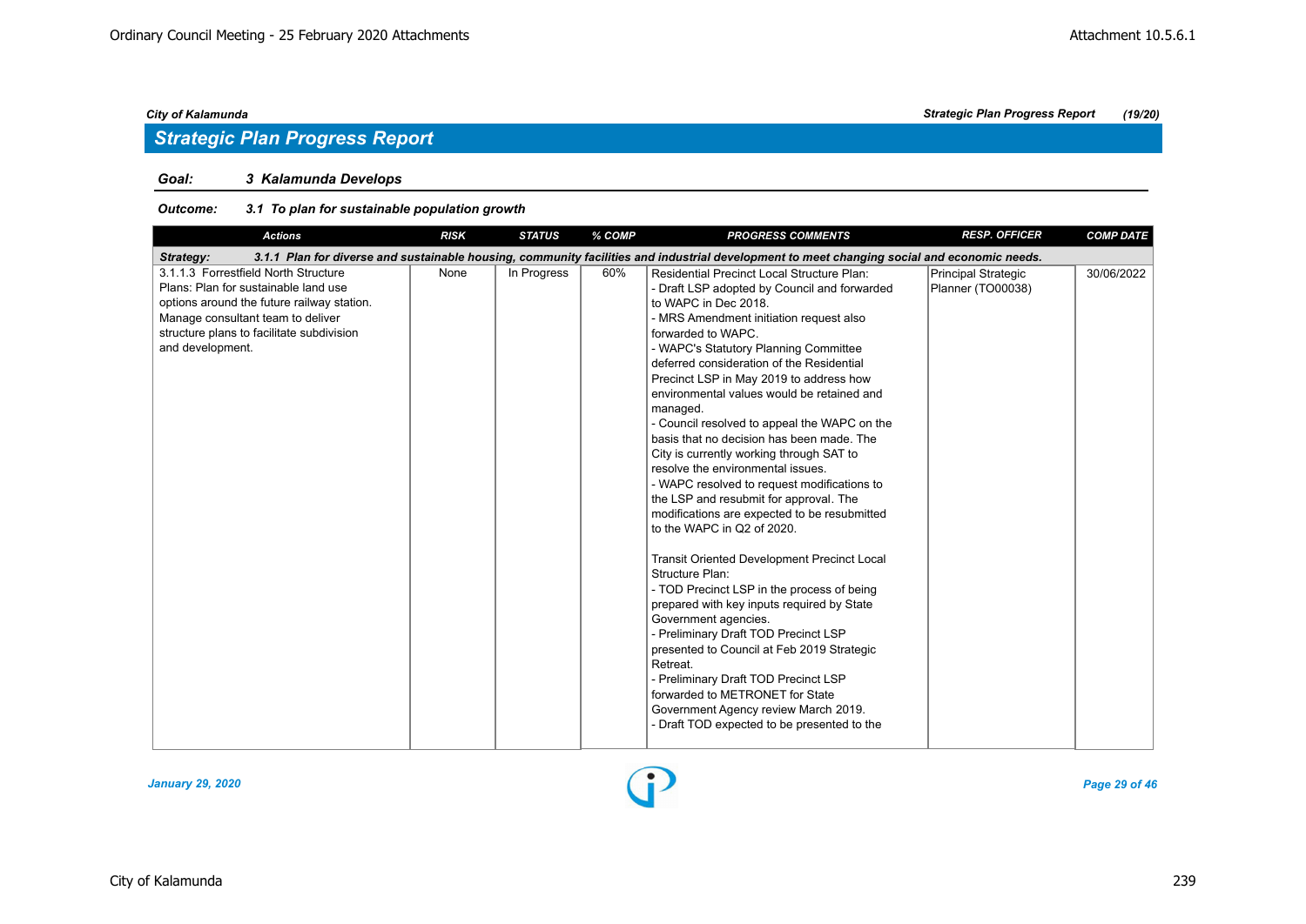City of Kalamunda

## Strategic Plan Progress Report

**Goal:** *3 Kalamunda Develops*

**Outcome:** *3.1 To plan for sustainable population growth*

| Actions | RISK | STATUS | % COMP | PROGRESS COMMENTS | RESP. OFFICER | COMP DATE |
|---|---|---|---|---|---|---|
| ***Strategy:*** ***3.1.1 Plan for diverse and sustainable housing, community facilities and industrial development to meet changing social and economic needs.*** | | | | | | |
| 3.1.1.3 Forrestfield North Structure Plans: Plan for sustainable land use options around the future railway station. Manage consultant team to deliver structure plans to facilitate subdivision and development. | None | In Progress | 60% | Residential Precinct Local Structure Plan:<br>- Draft LSP adopted by Council and forwarded to WAPC in Dec 2018.<br>- MRS Amendment initiation request also forwarded to WAPC.<br>- WAPC's Statutory Planning Committee deferred consideration of the Residential Precinct LSP in May 2019 to address how environmental values would be retained and managed.<br>- Council resolved to appeal the WAPC on the basis that no decision has been made. The City is currently working through SAT to resolve the environmental issues.<br>- WAPC resolved to request modifications to the LSP and resubmit for approval. The modifications are expected to be resubmitted to the WAPC in Q2 of 2020.<br><br>Transit Oriented Development Precinct Local Structure Plan:<br>- TOD Precinct LSP in the process of being prepared with key inputs required by State Government agencies.<br>- Preliminary Draft TOD Precinct LSP presented to Council at Feb 2019 Strategic Retreat.<br>- Preliminary Draft TOD Precinct LSP forwarded to METRONET for State Government Agency review March 2019.<br>- Draft TOD expected to be presented to the | Principal Strategic Planner (TO00038) | 30/06/2022 |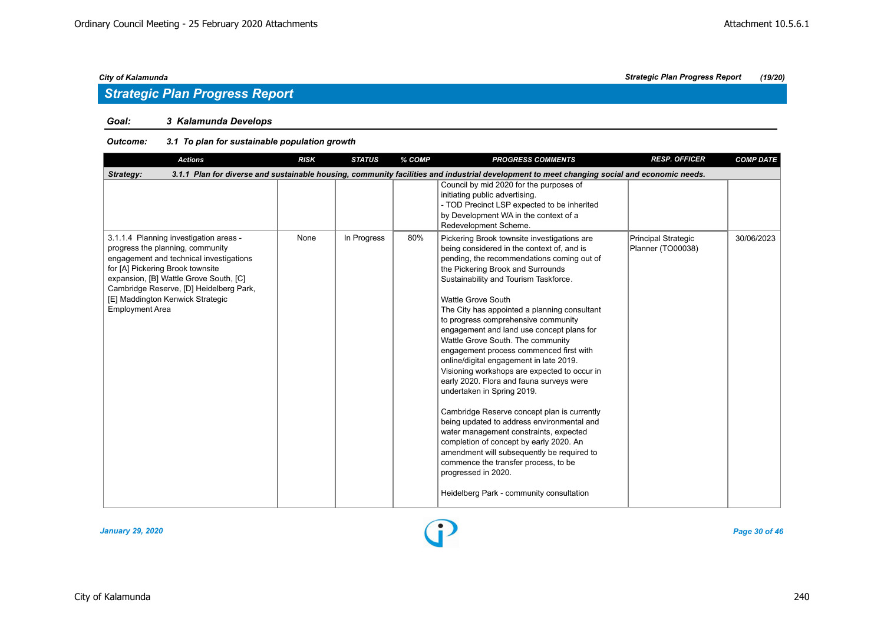## Strategic Plan Progress Report

**Goal:** 3 Kalamunda Develops

**Outcome:** 3.1 To plan for sustainable population growth

| Actions | RISK | STATUS | % COMP | PROGRESS COMMENTS | RESP. OFFICER | COMP DATE |
|---|---|---|---|---|---|---|
| **Strategy:** 3.1.1 Plan for diverse and sustainable housing, community facilities and industrial development to meet changing social and economic needs. | | | | | | |
| | | | | Council by mid 2020 for the purposes of initiating public advertising.<br>- TOD Precinct LSP expected to be inherited by Development WA in the context of a Redevelopment Scheme. | | |
| 3.1.1.4 Planning investigation areas - progress the planning, community engagement and technical investigations for [A] Pickering Brook townsite expansion, [B] Wattle Grove South, [C] Cambridge Reserve, [D] Heidelberg Park, [E] Maddington Kenwick Strategic Employment Area | None | In Progress | 80% | Pickering Brook townsite investigations are being considered in the context of, and is pending, the recommendations coming out of the Pickering Brook and Surrounds Sustainability and Tourism Taskforce.<br><br>Wattle Grove South<br>The City has appointed a planning consultant to progress comprehensive community engagement and land use concept plans for Wattle Grove South. The community engagement process commenced first with online/digital engagement in late 2019. Visioning workshops are expected to occur in early 2020. Flora and fauna surveys were undertaken in Spring 2019.<br><br>Cambridge Reserve concept plan is currently being updated to address environmental and water management constraints, expected completion of concept by early 2020. An amendment will subsequently be required to commence the transfer process, to be progressed in 2020.<br><br>Heidelberg Park - community consultation | Principal Strategic Planner (TO00038) | 30/06/2023 |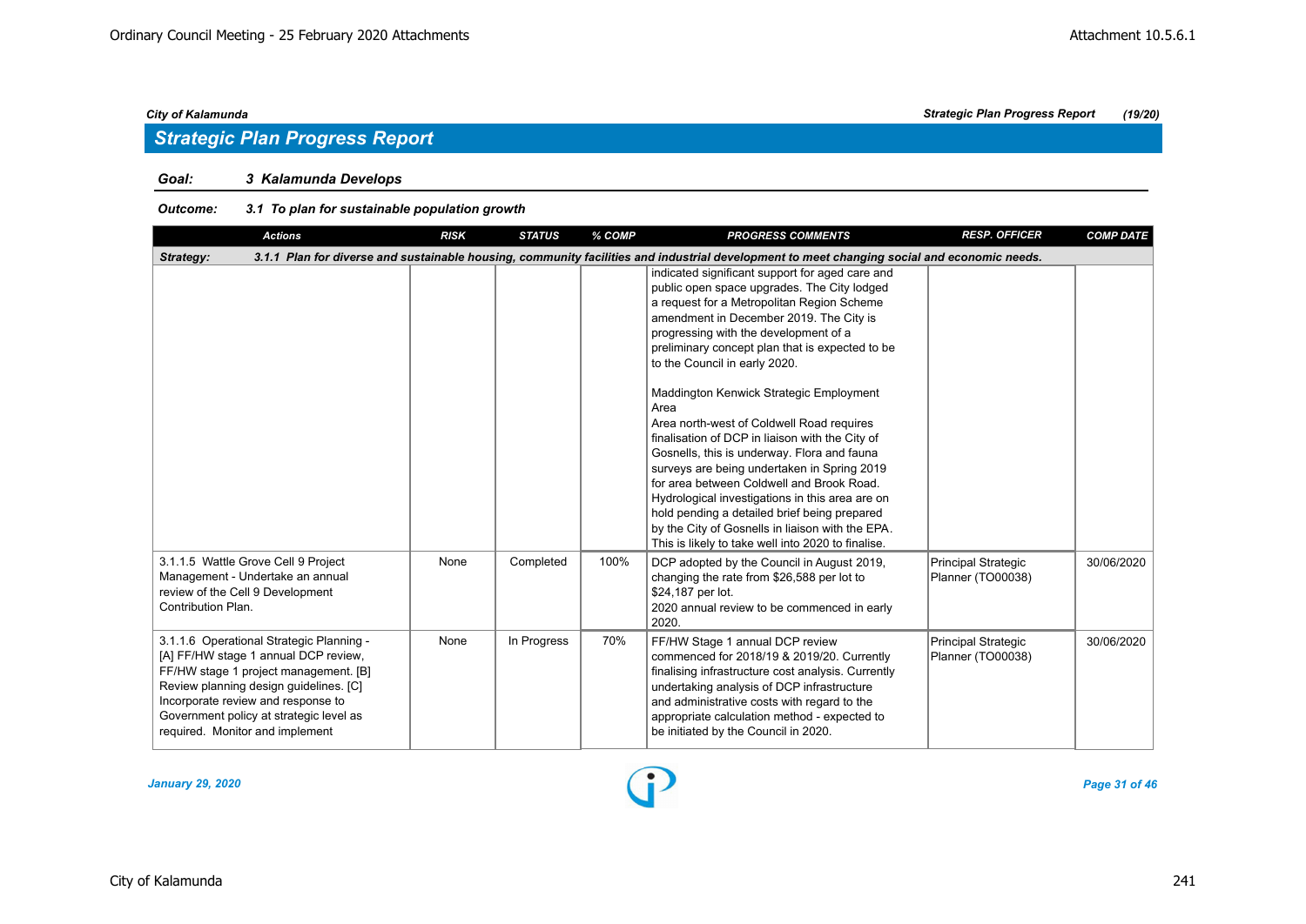## Strategic Plan Progress Report

**Goal:** **3 Kalamunda Develops**

**Outcome:** **3.1 To plan for sustainable population growth**

| Actions | RISK | STATUS | % COMP | PROGRESS COMMENTS | RESP. OFFICER | COMP DATE |
|---|---|---|---|---|---|---|
| **Strategy: 3.1.1 Plan for diverse and sustainable housing, community facilities and industrial development to meet changing social and economic needs.** | | | | | | |
| | | | | indicated significant support for aged care and public open space upgrades. The City lodged a request for a Metropolitan Region Scheme amendment in December 2019. The City is progressing with the development of a preliminary concept plan that is expected to be to the Council in early 2020.<br><br>Maddington Kenwick Strategic Employment Area<br>Area north-west of Coldwell Road requires finalisation of DCP in liaison with the City of Gosnells, this is underway. Flora and fauna surveys are being undertaken in Spring 2019 for area between Coldwell and Brook Road. Hydrological investigations in this area are on hold pending a detailed brief being prepared by the City of Gosnells in liaison with the EPA. This is likely to take well into 2020 to finalise. | | |
| 3.1.1.5 Wattle Grove Cell 9 Project Management - Undertake an annual review of the Cell 9 Development Contribution Plan. | None | Completed | 100% | DCP adopted by the Council in August 2019, changing the rate from $26,588 per lot to $24,187 per lot.<br>2020 annual review to be commenced in early 2020. | Principal Strategic Planner (TO00038) | 30/06/2020 |
| 3.1.1.6 Operational Strategic Planning - [A] FF/HW stage 1 annual DCP review, FF/HW stage 1 project management. [B] Review planning design guidelines. [C] Incorporate review and response to Government policy at strategic level as required. Monitor and implement | None | In Progress | 70% | FF/HW Stage 1 annual DCP review commenced for 2018/19 & 2019/20. Currently finalising infrastructure cost analysis. Currently undertaking analysis of DCP infrastructure and administrative costs with regard to the appropriate calculation method - expected to be initiated by the Council in 2020. | Principal Strategic Planner (TO00038) | 30/06/2020 |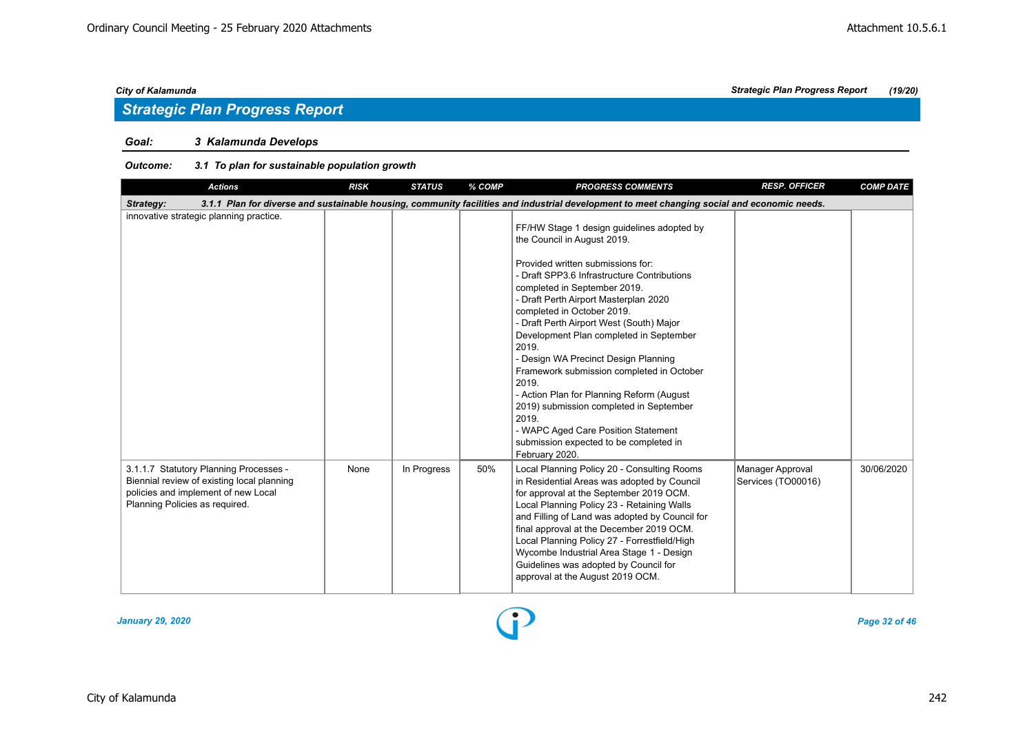City of Kalamunda — Strategic Plan Progress Report (19/20)

## Strategic Plan Progress Report

**Goal:** *3 Kalamunda Develops*

**Outcome:** *3.1 To plan for sustainable population growth*

| Actions | RISK | STATUS | % COMP | PROGRESS COMMENTS | RESP. OFFICER | COMP DATE |
|---|---|---|---|---|---|---|
| ***Strategy: 3.1.1 Plan for diverse and sustainable housing, community facilities and industrial development to meet changing social and economic needs.*** | | | | | | |
| innovative strategic planning practice. | | | | FF/HW Stage 1 design guidelines adopted by the Council in August 2019.<br><br>Provided written submissions for:<br>- Draft SPP3.6 Infrastructure Contributions completed in September 2019.<br>- Draft Perth Airport Masterplan 2020 completed in October 2019.<br>- Draft Perth Airport West (South) Major Development Plan completed in September 2019.<br>- Design WA Precinct Design Planning Framework submission completed in October 2019.<br>- Action Plan for Planning Reform (August 2019) submission completed in September 2019.<br>- WAPC Aged Care Position Statement submission expected to be completed in February 2020. | | |
| 3.1.1.7 Statutory Planning Processes - Biennial review of existing local planning policies and implement of new Local Planning Policies as required. | None | In Progress | 50% | Local Planning Policy 20 - Consulting Rooms in Residential Areas was adopted by Council for approval at the September 2019 OCM.<br>Local Planning Policy 23 - Retaining Walls and Filling of Land was adopted by Council for final approval at the December 2019 OCM.<br>Local Planning Policy 27 - Forrestfield/High Wycombe Industrial Area Stage 1 - Design Guidelines was adopted by Council for approval at the August 2019 OCM. | Manager Approval Services (TO00016) | 30/06/2020 |

*January 29, 2020*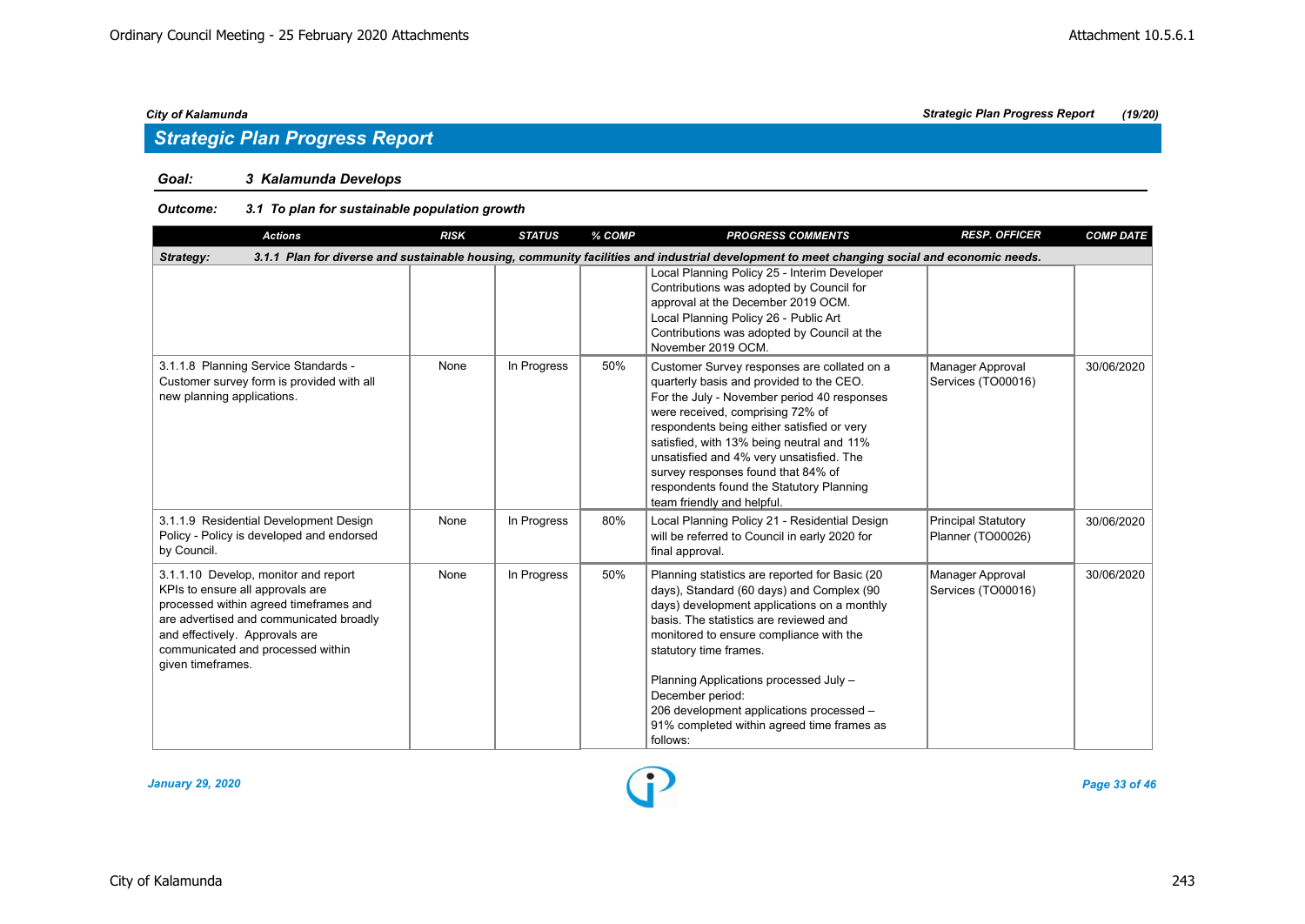## Strategic Plan Progress Report

**Goal:** 3 Kalamunda Develops

**Outcome:** 3.1 To plan for sustainable population growth

| Actions | RISK | STATUS | % COMP | PROGRESS COMMENTS | RESP. OFFICER | COMP DATE |
|---|---|---|---|---|---|---|
| **Strategy:** 3.1.1 Plan for diverse and sustainable housing, community facilities and industrial development to meet changing social and economic needs. | | | | | | |
| | | | | Local Planning Policy 25 - Interim Developer Contributions was adopted by Council for approval at the December 2019 OCM. Local Planning Policy 26 - Public Art Contributions was adopted by Council at the November 2019 OCM. | | |
| 3.1.1.8 Planning Service Standards - Customer survey form is provided with all new planning applications. | None | In Progress | 50% | Customer Survey responses are collated on a quarterly basis and provided to the CEO. For the July - November period 40 responses were received, comprising 72% of respondents being either satisfied or very satisfied, with 13% being neutral and 11% unsatisfied and 4% very unsatisfied. The survey responses found that 84% of respondents found the Statutory Planning team friendly and helpful. | Manager Approval Services (TO00016) | 30/06/2020 |
| 3.1.1.9 Residential Development Design Policy - Policy is developed and endorsed by Council. | None | In Progress | 80% | Local Planning Policy 21 - Residential Design will be referred to Council in early 2020 for final approval. | Principal Statutory Planner (TO00026) | 30/06/2020 |
| 3.1.1.10 Develop, monitor and report KPIs to ensure all approvals are processed within agreed timeframes and are advertised and communicated broadly and effectively. Approvals are communicated and processed within given timeframes. | None | In Progress | 50% | Planning statistics are reported for Basic (20 days), Standard (60 days) and Complex (90 days) development applications on a monthly basis. The statistics are reviewed and monitored to ensure compliance with the statutory time frames.<br><br>Planning Applications processed July – December period:<br>206 development applications processed – 91% completed within agreed time frames as follows: | Manager Approval Services (TO00016) | 30/06/2020 |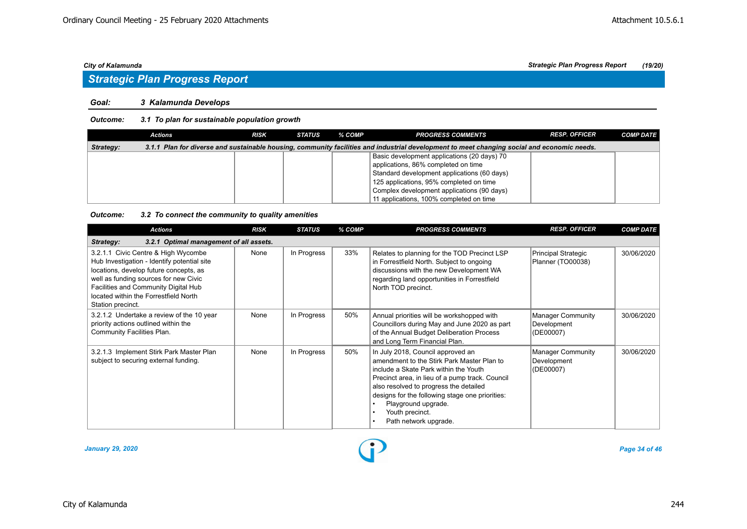## Strategic Plan Progress Report

**Goal:** ***3 Kalamunda Develops***

**Outcome:** ***3.1 To plan for sustainable population growth***

| Actions | RISK | STATUS | % COMP | PROGRESS COMMENTS | RESP. OFFICER | COMP DATE |
|---|---|---|---|---|---|---|
| **Strategy:** ***3.1.1 Plan for diverse and sustainable housing, community facilities and industrial development to meet changing social and economic needs.*** | | | | | | |
| | | | | Basic development applications (20 days) 70 applications, 86% completed on time<br>Standard development applications (60 days) 125 applications, 95% completed on time<br>Complex development applications (90 days) 11 applications, 100% completed on time | | |

**Outcome:** ***3.2 To connect the community to quality amenities***

| Actions | RISK | STATUS | % COMP | PROGRESS COMMENTS | RESP. OFFICER | COMP DATE |
|---|---|---|---|---|---|---|
| **Strategy:** ***3.2.1 Optimal management of all assets.*** | | | | | | |
| 3.2.1.1 Civic Centre & High Wycombe Hub Investigation - Identify potential site locations, develop future concepts, as well as funding sources for new Civic Facilities and Community Digital Hub located within the Forrestfield North Station precinct. | None | In Progress | 33% | Relates to planning for the TOD Precinct LSP in Forrestfield North. Subject to ongoing discussions with the new Development WA regarding land opportunities in Forrestfield North TOD precinct. | Principal Strategic Planner (TO00038) | 30/06/2020 |
| 3.2.1.2 Undertake a review of the 10 year priority actions outlined within the Community Facilities Plan. | None | In Progress | 50% | Annual priorities will be workshopped with Councillors during May and June 2020 as part of the Annual Budget Deliberation Process and Long Term Financial Plan. | Manager Community Development (DE00007) | 30/06/2020 |
| 3.2.1.3 Implement Stirk Park Master Plan subject to securing external funding. | None | In Progress | 50% | In July 2018, Council approved an amendment to the Stirk Park Master Plan to include a Skate Park within the Youth Precinct area, in lieu of a pump track. Council also resolved to progress the detailed designs for the following stage one priorities:<br>• Playground upgrade.<br>• Youth precinct.<br>• Path network upgrade. | Manager Community Development (DE00007) | 30/06/2020 |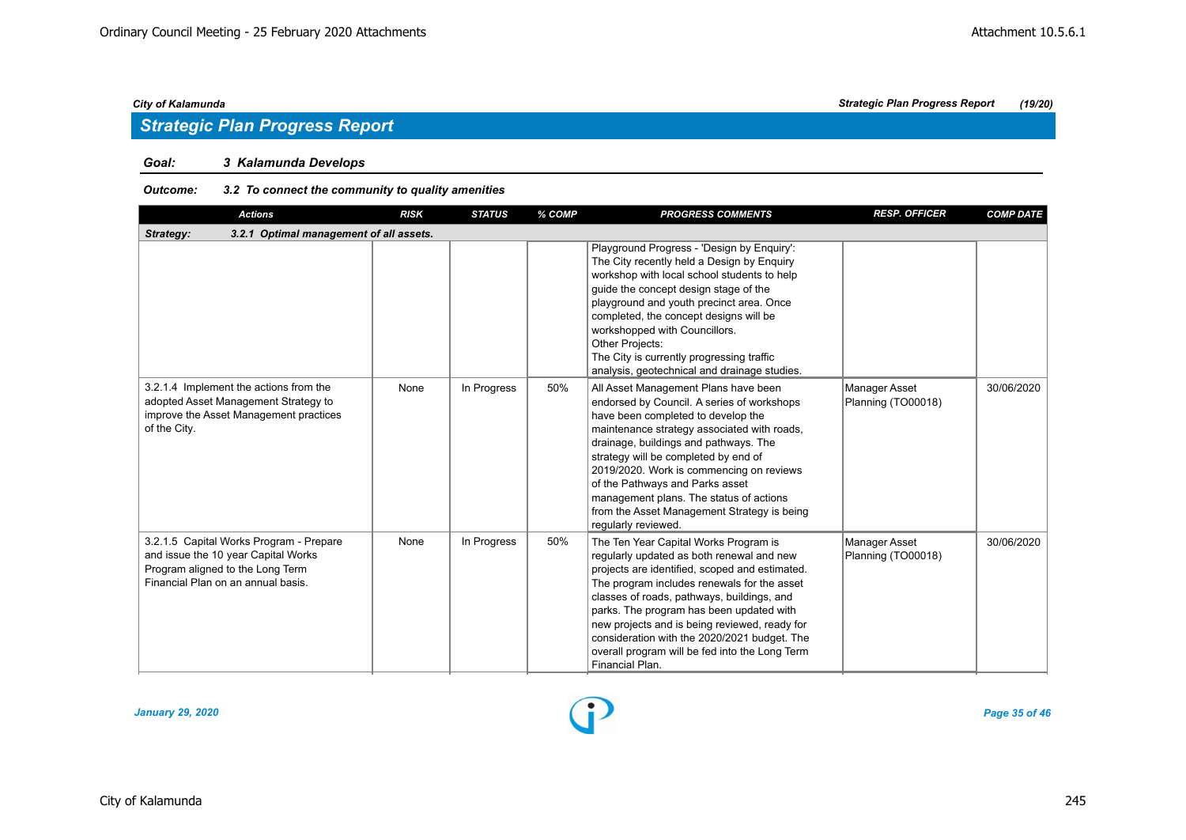## Strategic Plan Progress Report

**Goal:** ***3 Kalamunda Develops***

**Outcome:** ***3.2 To connect the community to quality amenities***

| Actions | RISK | STATUS | % COMP | PROGRESS COMMENTS | RESP. OFFICER | COMP DATE |
|---|---|---|---|---|---|---|
| **Strategy: 3.2.1 Optimal management of all assets.** | | | | | | |
| | | | | Playground Progress - 'Design by Enquiry': The City recently held a Design by Enquiry workshop with local school students to help guide the concept design stage of the playground and youth precinct area. Once completed, the concept designs will be workshopped with Councillors. Other Projects: The City is currently progressing traffic analysis, geotechnical and drainage studies. | | |
| 3.2.1.4 Implement the actions from the adopted Asset Management Strategy to improve the Asset Management practices of the City. | None | In Progress | 50% | All Asset Management Plans have been endorsed by Council. A series of workshops have been completed to develop the maintenance strategy associated with roads, drainage, buildings and pathways. The strategy will be completed by end of 2019/2020. Work is commencing on reviews of the Pathways and Parks asset management plans. The status of actions from the Asset Management Strategy is being regularly reviewed. | Manager Asset Planning (TO00018) | 30/06/2020 |
| 3.2.1.5 Capital Works Program - Prepare and issue the 10 year Capital Works Program aligned to the Long Term Financial Plan on an annual basis. | None | In Progress | 50% | The Ten Year Capital Works Program is regularly updated as both renewal and new projects are identified, scoped and estimated. The program includes renewals for the asset classes of roads, pathways, buildings, and parks. The program has been updated with new projects and is being reviewed, ready for consideration with the 2020/2021 budget. The overall program will be fed into the Long Term Financial Plan. | Manager Asset Planning (TO00018) | 30/06/2020 |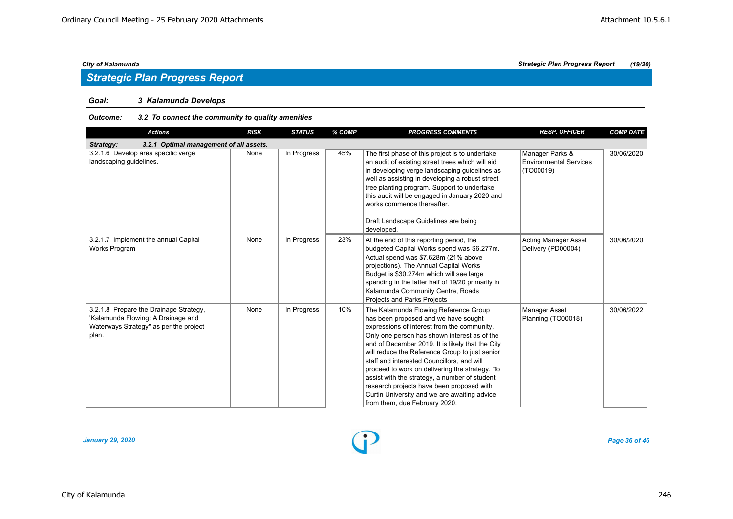## Strategic Plan Progress Report

**Goal:** ***3 Kalamunda Develops***

**Outcome:** ***3.2 To connect the community to quality amenities***

| Actions | RISK | STATUS | % COMP | PROGRESS COMMENTS | RESP. OFFICER | COMP DATE |
|---|---|---|---|---|---|---|
| ***Strategy: 3.2.1 Optimal management of all assets.*** | | | | | | |
| 3.2.1.6 Develop area specific verge landscaping guidelines. | None | In Progress | 45% | The first phase of this project is to undertake an audit of existing street trees which will aid in developing verge landscaping guidelines as well as assisting in developing a robust street tree planting program. Support to undertake this audit will be engaged in January 2020 and works commence thereafter.<br><br>Draft Landscape Guidelines are being developed. | Manager Parks & Environmental Services (TO00019) | 30/06/2020 |
| 3.2.1.7 Implement the annual Capital Works Program | None | In Progress | 23% | At the end of this reporting period, the budgeted Capital Works spend was $6.277m. Actual spend was $7.628m (21% above projections). The Annual Capital Works Budget is $30.274m which will see large spending in the latter half of 19/20 primarily in Kalamunda Community Centre, Roads Projects and Parks Projects | Acting Manager Asset Delivery (PD00004) | 30/06/2020 |
| 3.2.1.8 Prepare the Drainage Strategy, 'Kalamunda Flowing: A Drainage and Waterways Strategy" as per the project plan. | None | In Progress | 10% | The Kalamunda Flowing Reference Group has been proposed and we have sought expressions of interest from the community. Only one person has shown interest as of the end of December 2019. It is likely that the City will reduce the Reference Group to just senior staff and interested Councillors, and will proceed to work on delivering the strategy. To assist with the strategy, a number of student research projects have been proposed with Curtin University and we are awaiting advice from them, due February 2020. | Manager Asset Planning (TO00018) | 30/06/2022 |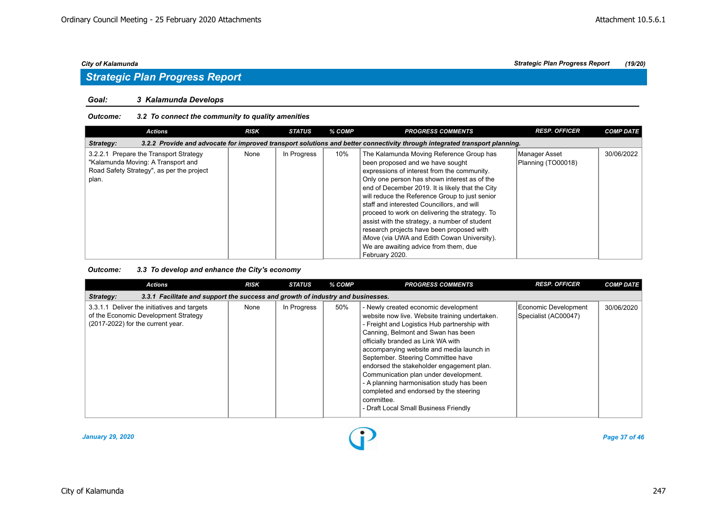## Strategic Plan Progress Report

**Goal:** ***3 Kalamunda Develops***

**Outcome:** ***3.2 To connect the community to quality amenities***

| Actions | RISK | STATUS | % COMP | PROGRESS COMMENTS | RESP. OFFICER | COMP DATE |
|---|---|---|---|---|---|---|
| **Strategy:** ***3.2.2 Provide and advocate for improved transport solutions and better connectivity through integrated transport planning.*** | | | | | | |
| 3.2.2.1 Prepare the Transport Strategy "Kalamunda Moving: A Transport and Road Safety Strategy", as per the project plan. | None | In Progress | 10% | The Kalamunda Moving Reference Group has been proposed and we have sought expressions of interest from the community. Only one person has shown interest as of the end of December 2019. It is likely that the City will reduce the Reference Group to just senior staff and interested Councillors, and will proceed to work on delivering the strategy. To assist with the strategy, a number of student research projects have been proposed with iMove (via UWA and Edith Cowan University). We are awaiting advice from them, due February 2020. | Manager Asset Planning (TO00018) | 30/06/2022 |

**Outcome:** ***3.3 To develop and enhance the City's economy***

| Actions | RISK | STATUS | % COMP | PROGRESS COMMENTS | RESP. OFFICER | COMP DATE |
|---|---|---|---|---|---|---|
| **Strategy:** ***3.3.1 Facilitate and support the success and growth of industry and businesses.*** | | | | | | |
| 3.3.1.1 Deliver the initiatives and targets of the Economic Development Strategy (2017-2022) for the current year. | None | In Progress | 50% | - Newly created economic development website now live. Website training undertaken.<br>- Freight and Logistics Hub partnership with Canning, Belmont and Swan has been officially branded as Link WA with accompanying website and media launch in September. Steering Committee have endorsed the stakeholder engagement plan. Communication plan under development.<br>- A planning harmonisation study has been completed and endorsed by the steering committee.<br>- Draft Local Small Business Friendly | Economic Development Specialist (AC00047) | 30/06/2020 |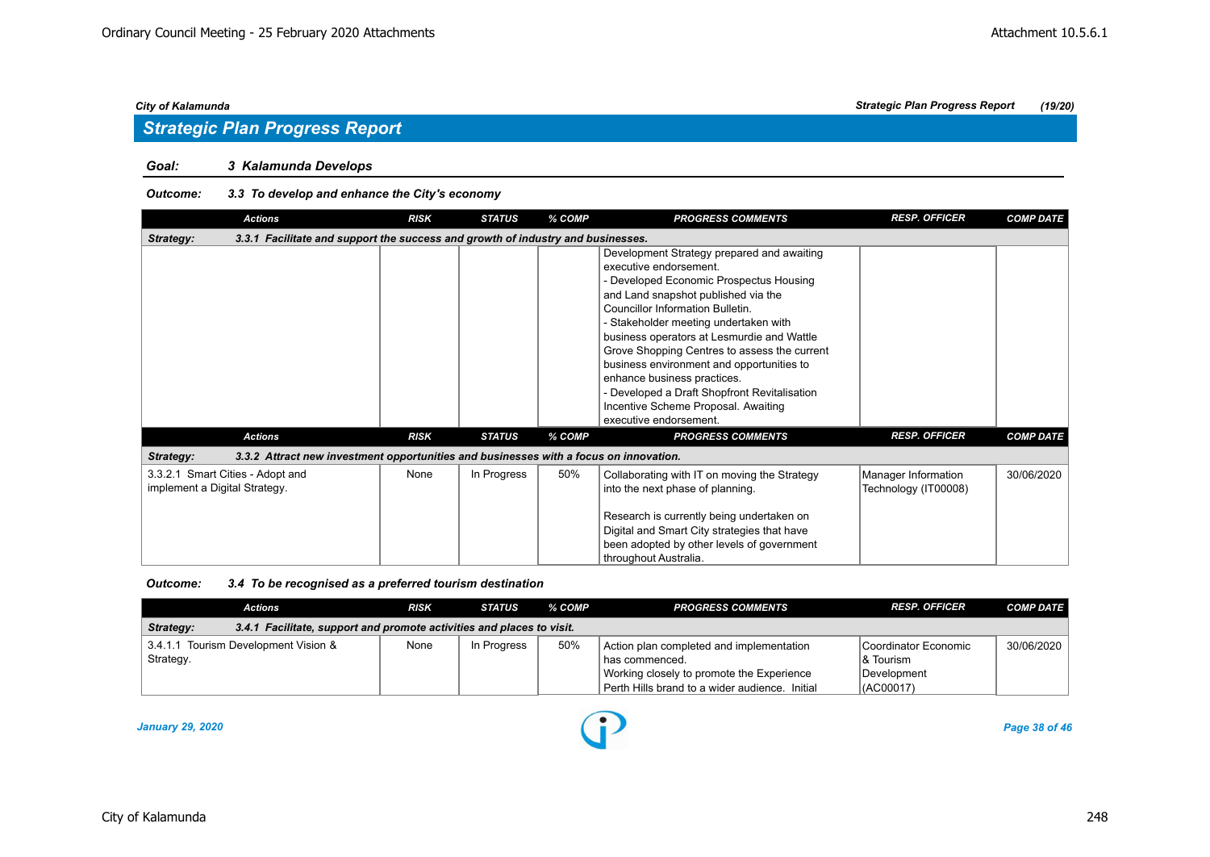## Strategic Plan Progress Report

**Goal:** *3 Kalamunda Develops*

**Outcome:** *3.3 To develop and enhance the City's economy*

| Actions | RISK | STATUS | % COMP | PROGRESS COMMENTS | RESP. OFFICER | COMP DATE |
|---|---|---|---|---|---|---|
| **Strategy: 3.3.1 Facilitate and support the success and growth of industry and businesses.** | | | | | | |
| | | | | Development Strategy prepared and awaiting executive endorsement.<br>- Developed Economic Prospectus Housing and Land snapshot published via the Councillor Information Bulletin.<br>- Stakeholder meeting undertaken with business operators at Lesmurdie and Wattle Grove Shopping Centres to assess the current business environment and opportunities to enhance business practices.<br>- Developed a Draft Shopfront Revitalisation Incentive Scheme Proposal. Awaiting executive endorsement. | | |

| Actions | RISK | STATUS | % COMP | PROGRESS COMMENTS | RESP. OFFICER | COMP DATE |
|---|---|---|---|---|---|---|
| **Strategy: 3.3.2 Attract new investment opportunities and businesses with a focus on innovation.** | | | | | | |
| 3.3.2.1 Smart Cities - Adopt and implement a Digital Strategy. | None | In Progress | 50% | Collaborating with IT on moving the Strategy into the next phase of planning.<br><br>Research is currently being undertaken on Digital and Smart City strategies that have been adopted by other levels of government throughout Australia. | Manager Information Technology (IT00008) | 30/06/2020 |

**Outcome:** *3.4 To be recognised as a preferred tourism destination*

| Actions | RISK | STATUS | % COMP | PROGRESS COMMENTS | RESP. OFFICER | COMP DATE |
|---|---|---|---|---|---|---|
| **Strategy: 3.4.1 Facilitate, support and promote activities and places to visit.** | | | | | | |
| 3.4.1.1 Tourism Development Vision & Strategy. | None | In Progress | 50% | Action plan completed and implementation has commenced.<br>Working closely to promote the Experience Perth Hills brand to a wider audience. Initial | Coordinator Economic & Tourism Development (AC00017) | 30/06/2020 |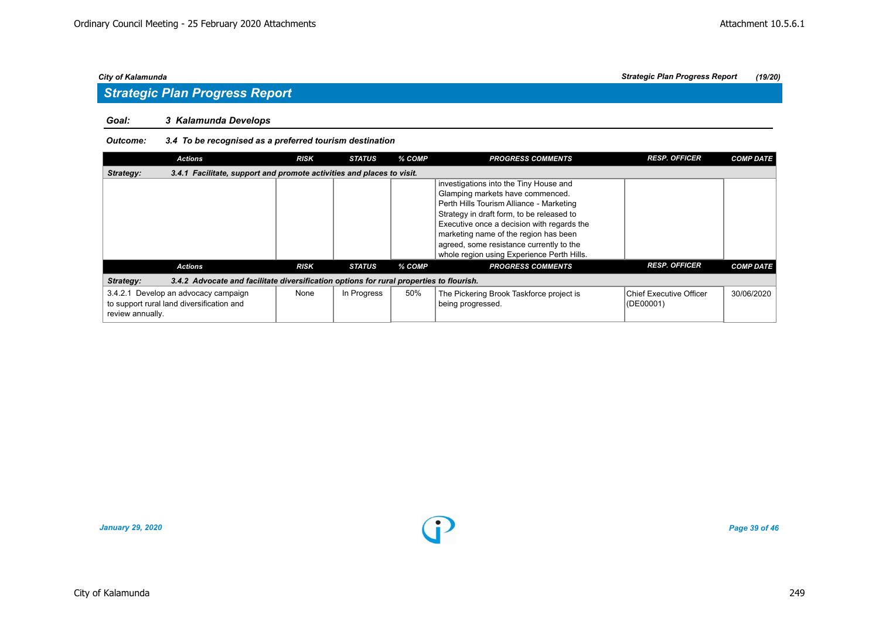## Strategic Plan Progress Report

**Goal:** 3 Kalamunda Develops

**Outcome:** 3.4 To be recognised as a preferred tourism destination

| Actions | RISK | STATUS | % COMP | PROGRESS COMMENTS | RESP. OFFICER | COMP DATE |
|---|---|---|---|---|---|---|
| **Strategy:** 3.4.1 Facilitate, support and promote activities and places to visit. | | | | | | |
| | | | | investigations into the Tiny House and Glamping markets have commenced. Perth Hills Tourism Alliance - Marketing Strategy in draft form, to be released to Executive once a decision with regards the marketing name of the region has been agreed, some resistance currently to the whole region using Experience Perth Hills. | | |

| Actions | RISK | STATUS | % COMP | PROGRESS COMMENTS | RESP. OFFICER | COMP DATE |
|---|---|---|---|---|---|---|
| **Strategy:** 3.4.2 Advocate and facilitate diversification options for rural properties to flourish. | | | | | | |
| 3.4.2.1 Develop an advocacy campaign to support rural land diversification and review annually. | None | In Progress | 50% | The Pickering Brook Taskforce project is being progressed. | Chief Executive Officer (DE00001) | 30/06/2020 |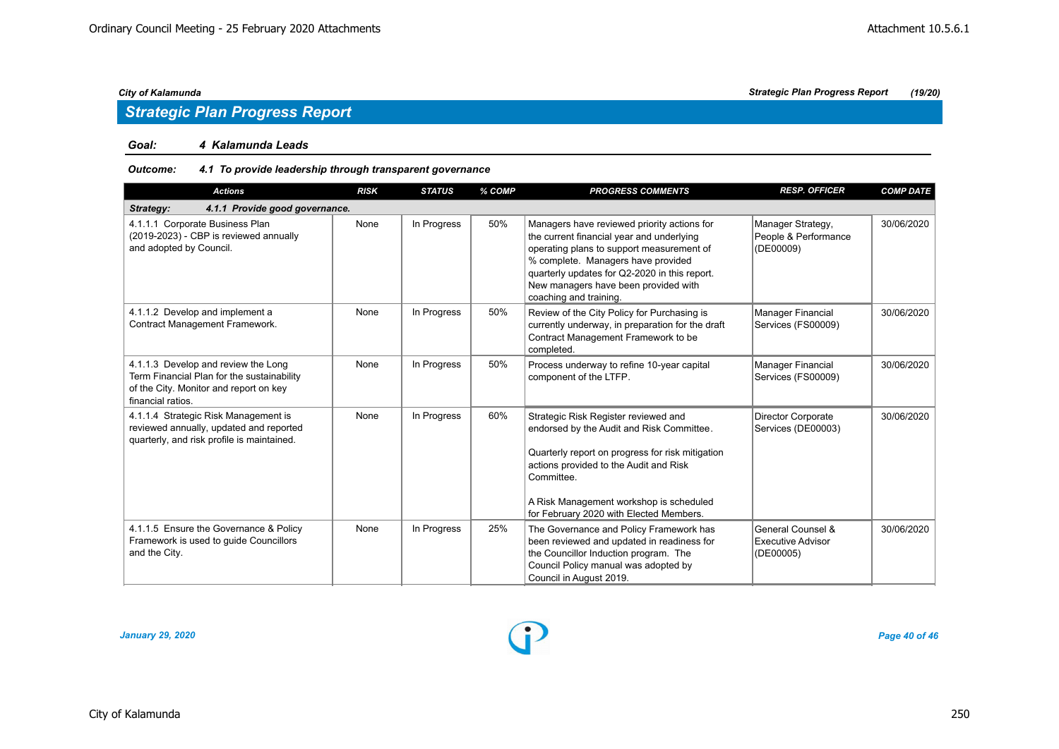## Strategic Plan Progress Report

**Goal:** *4 Kalamunda Leads*

**Outcome:** *4.1 To provide leadership through transparent governance*

| Actions | RISK | STATUS | % COMP | PROGRESS COMMENTS | RESP. OFFICER | COMP DATE |
|---|---|---|---|---|---|---|
| **Strategy: 4.1.1 Provide good governance.** | | | | | | |
| 4.1.1.1 Corporate Business Plan (2019-2023) - CBP is reviewed annually and adopted by Council. | None | In Progress | 50% | Managers have reviewed priority actions for the current financial year and underlying operating plans to support measurement of % complete. Managers have provided quarterly updates for Q2-2020 in this report. New managers have been provided with coaching and training. | Manager Strategy, People & Performance (DE00009) | 30/06/2020 |
| 4.1.1.2 Develop and implement a Contract Management Framework. | None | In Progress | 50% | Review of the City Policy for Purchasing is currently underway, in preparation for the draft Contract Management Framework to be completed. | Manager Financial Services (FS00009) | 30/06/2020 |
| 4.1.1.3 Develop and review the Long Term Financial Plan for the sustainability of the City. Monitor and report on key financial ratios. | None | In Progress | 50% | Process underway to refine 10-year capital component of the LTFP. | Manager Financial Services (FS00009) | 30/06/2020 |
| 4.1.1.4 Strategic Risk Management is reviewed annually, updated and reported quarterly, and risk profile is maintained. | None | In Progress | 60% | Strategic Risk Register reviewed and endorsed by the Audit and Risk Committee.<br><br>Quarterly report on progress for risk mitigation actions provided to the Audit and Risk Committee.<br><br>A Risk Management workshop is scheduled for February 2020 with Elected Members. | Director Corporate Services (DE00003) | 30/06/2020 |
| 4.1.1.5 Ensure the Governance & Policy Framework is used to guide Councillors and the City. | None | In Progress | 25% | The Governance and Policy Framework has been reviewed and updated in readiness for the Councillor Induction program. The Council Policy manual was adopted by Council in August 2019. | General Counsel & Executive Advisor (DE00005) | 30/06/2020 |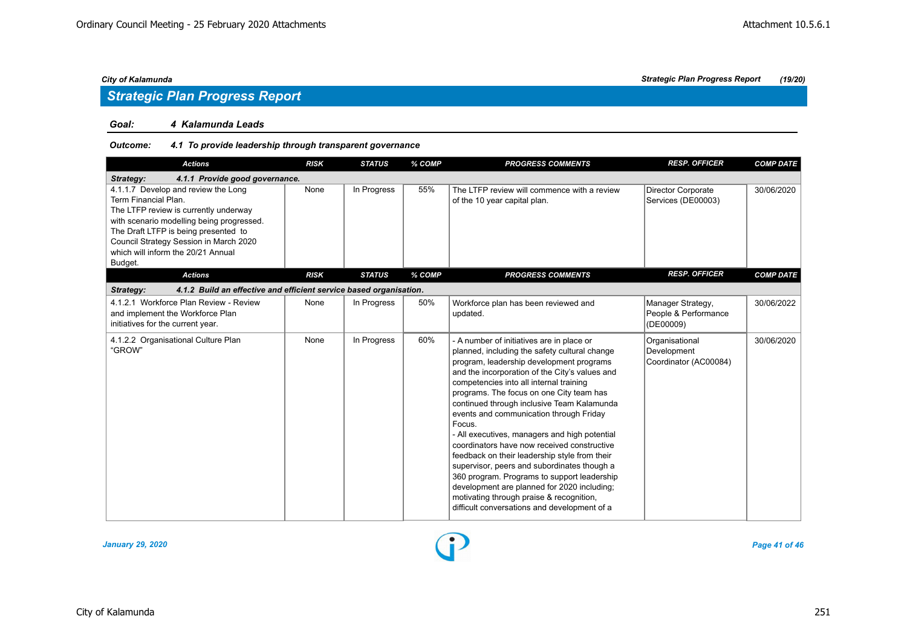## Strategic Plan Progress Report

**Goal:** ***4 Kalamunda Leads***

**Outcome:** ***4.1 To provide leadership through transparent governance***

| Actions | RISK | STATUS | % COMP | PROGRESS COMMENTS | RESP. OFFICER | COMP DATE |
|---|---|---|---|---|---|---|
| ***Strategy: 4.1.1 Provide good governance.*** | | | | | | |
| 4.1.1.7 Develop and review the Long Term Financial Plan. The LTFP review is currently underway with scenario modelling being progressed. The Draft LTFP is being presented to Council Strategy Session in March 2020 which will inform the 20/21 Annual Budget. | None | In Progress | 55% | The LTFP review will commence with a review of the 10 year capital plan. | Director Corporate Services (DE00003) | 30/06/2020 |
| ***Strategy: 4.1.2 Build an effective and efficient service based organisation.*** | | | | | | |
| 4.1.2.1 Workforce Plan Review - Review and implement the Workforce Plan initiatives for the current year. | None | In Progress | 50% | Workforce plan has been reviewed and updated. | Manager Strategy, People & Performance (DE00009) | 30/06/2022 |
| 4.1.2.2 Organisational Culture Plan "GROW" | None | In Progress | 60% | - A number of initiatives are in place or planned, including the safety cultural change program, leadership development programs and the incorporation of the City's values and competencies into all internal training programs. The focus on one City team has continued through inclusive Team Kalamunda events and communication through Friday Focus.<br>- All executives, managers and high potential coordinators have now received constructive feedback on their leadership style from their supervisor, peers and subordinates though a 360 program. Programs to support leadership development are planned for 2020 including; motivating through praise & recognition, difficult conversations and development of a | Organisational Development Coordinator (AC00084) | 30/06/2020 |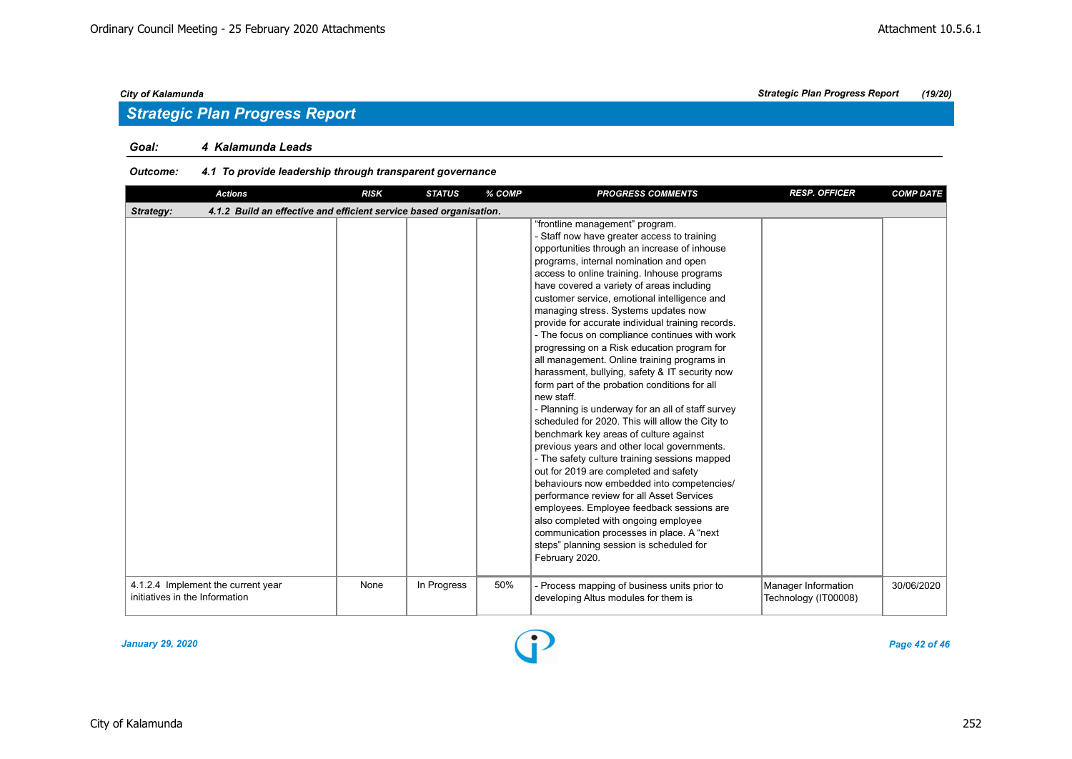## Strategic Plan Progress Report

**Goal:** *4 Kalamunda Leads*

**Outcome:** *4.1 To provide leadership through transparent governance*

| Actions | RISK | STATUS | % COMP | PROGRESS COMMENTS | RESP. OFFICER | COMP DATE |
|---|---|---|---|---|---|---|
| **Strategy: 4.1.2 Build an effective and efficient service based organisation.** | | | | | | |
| | | | | "frontline management" program.<br>- Staff now have greater access to training opportunities through an increase of inhouse programs, internal nomination and open access to online training. Inhouse programs have covered a variety of areas including customer service, emotional intelligence and managing stress. Systems updates now provide for accurate individual training records.<br>- The focus on compliance continues with work progressing on a Risk education program for all management. Online training programs in harassment, bullying, safety & IT security now form part of the probation conditions for all new staff.<br>- Planning is underway for an all of staff survey scheduled for 2020. This will allow the City to benchmark key areas of culture against previous years and other local governments.<br>- The safety culture training sessions mapped out for 2019 are completed and safety behaviours now embedded into competencies/ performance review for all Asset Services employees. Employee feedback sessions are also completed with ongoing employee communication processes in place. A "next steps" planning session is scheduled for February 2020. | | |
| 4.1.2.4 Implement the current year initiatives in the Information | None | In Progress | 50% | - Process mapping of business units prior to developing Altus modules for them is | Manager Information Technology (IT00008) | 30/06/2020 |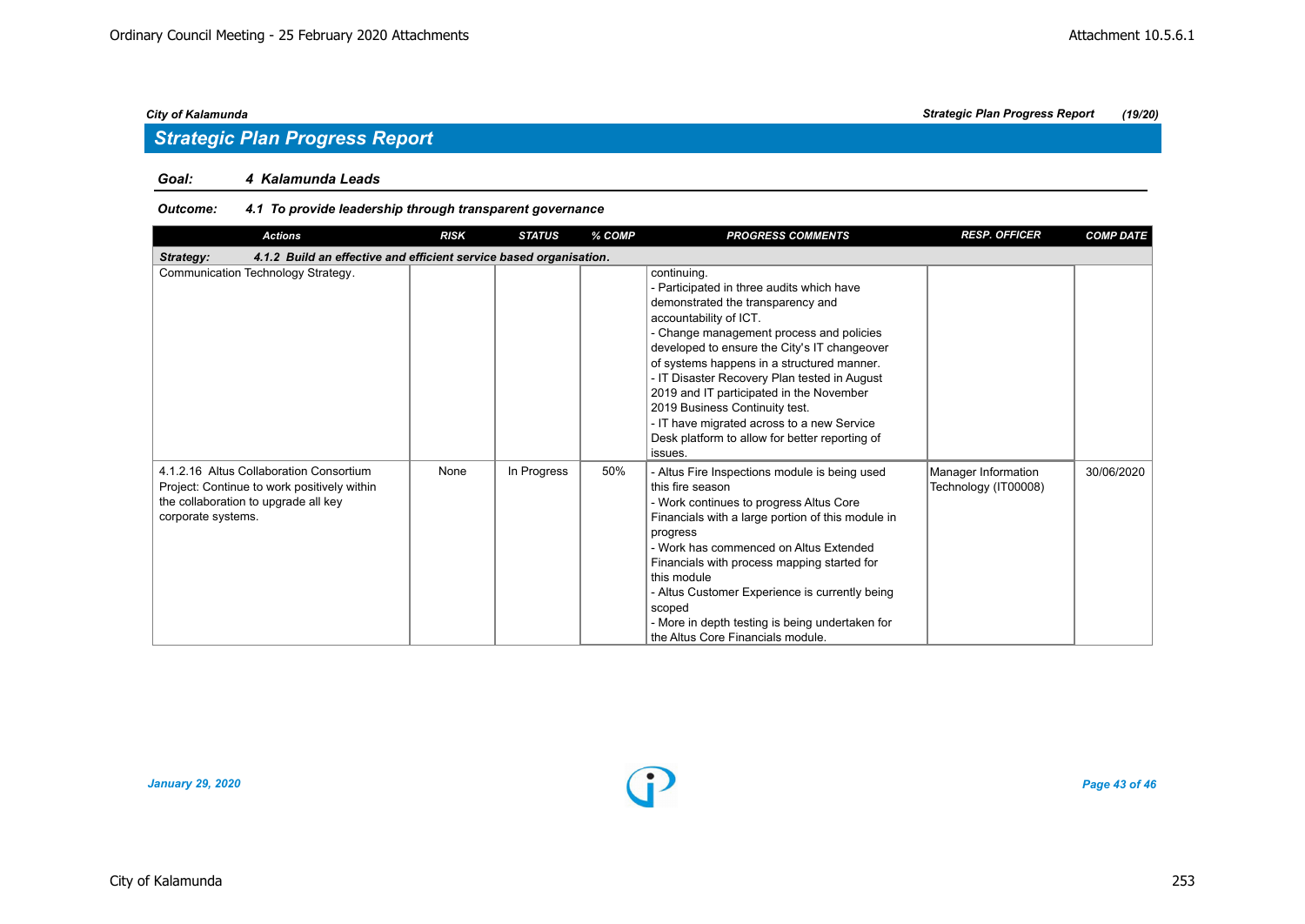## Strategic Plan Progress Report

**Goal:** *4 Kalamunda Leads*

**Outcome:** *4.1 To provide leadership through transparent governance*

| Actions | RISK | STATUS | % COMP | PROGRESS COMMENTS | RESP. OFFICER | COMP DATE |
|---|---|---|---|---|---|---|
| ***Strategy: 4.1.2 Build an effective and efficient service based organisation.*** | | | | | | |
| Communication Technology Strategy. | | | | continuing.<br>- Participated in three audits which have demonstrated the transparency and accountability of ICT.<br>- Change management process and policies developed to ensure the City's IT changeover of systems happens in a structured manner.<br>- IT Disaster Recovery Plan tested in August 2019 and IT participated in the November 2019 Business Continuity test.<br>- IT have migrated across to a new Service Desk platform to allow for better reporting of issues. | | |
| 4.1.2.16 Altus Collaboration Consortium Project: Continue to work positively within the collaboration to upgrade all key corporate systems. | None | In Progress | 50% | - Altus Fire Inspections module is being used this fire season<br>- Work continues to progress Altus Core Financials with a large portion of this module in progress<br>- Work has commenced on Altus Extended Financials with process mapping started for this module<br>- Altus Customer Experience is currently being scoped<br>- More in depth testing is being undertaken for the Altus Core Financials module. | Manager Information Technology (IT00008) | 30/06/2020 |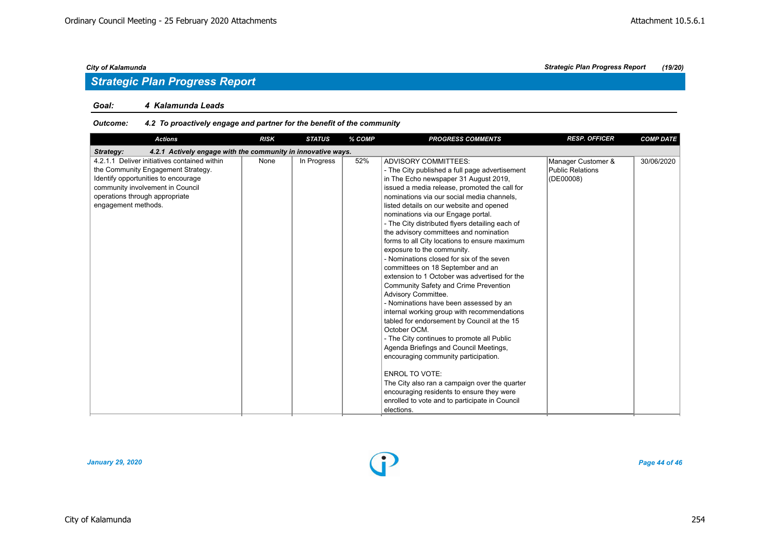## Strategic Plan Progress Report

**Goal:** *4 Kalamunda Leads*

**Outcome:** *4.2 To proactively engage and partner for the benefit of the community*

| Actions | RISK | STATUS | % COMP | PROGRESS COMMENTS | RESP. OFFICER | COMP DATE |
|---|---|---|---|---|---|---|
| **Strategy: 4.2.1 Actively engage with the community in innovative ways.** | | | | | | |
| 4.2.1.1 Deliver initiatives contained within the Community Engagement Strategy. Identify opportunities to encourage community involvement in Council operations through appropriate engagement methods. | None | In Progress | 52% | ADVISORY COMMITTEES:<br>- The City published a full page advertisement in The Echo newspaper 31 August 2019, issued a media release, promoted the call for nominations via our social media channels, listed details on our website and opened nominations via our Engage portal.<br>- The City distributed flyers detailing each of the advisory committees and nomination forms to all City locations to ensure maximum exposure to the community.<br>- Nominations closed for six of the seven committees on 18 September and an extension to 1 October was advertised for the Community Safety and Crime Prevention Advisory Committee.<br>- Nominations have been assessed by an internal working group with recommendations tabled for endorsement by Council at the 15 October OCM.<br>- The City continues to promote all Public Agenda Briefings and Council Meetings, encouraging community participation.<br><br>ENROL TO VOTE:<br>The City also ran a campaign over the quarter encouraging residents to ensure they were enrolled to vote and to participate in Council elections. | Manager Customer & Public Relations (DE00008) | 30/06/2020 |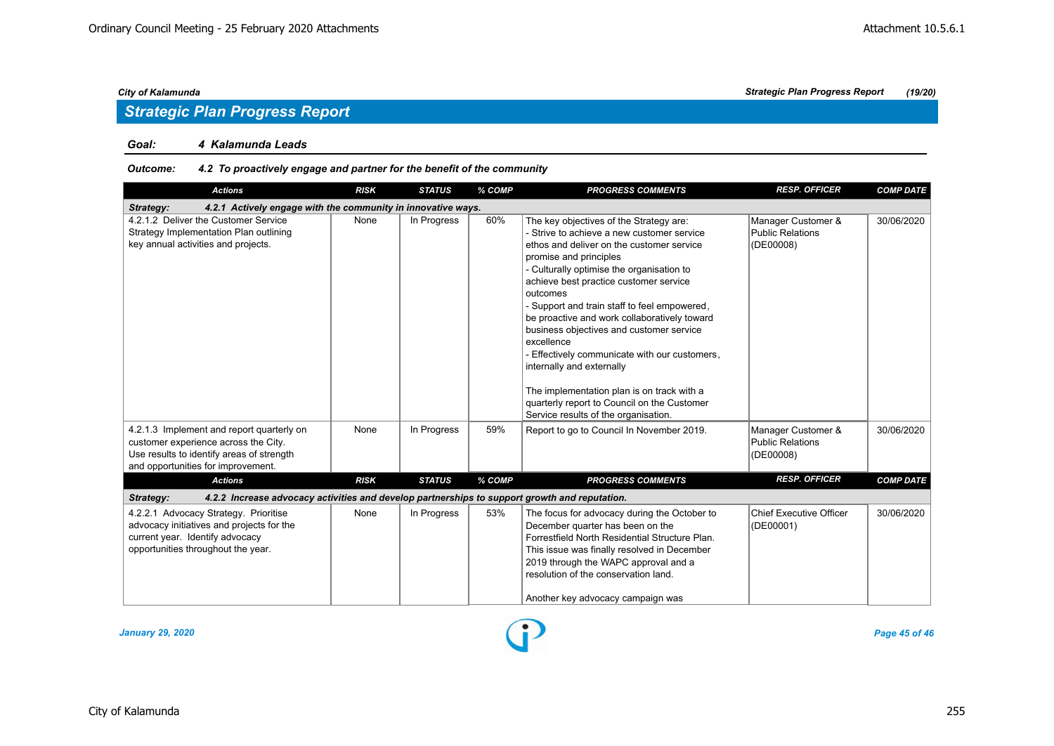## Strategic Plan Progress Report

**Goal:** ***4 Kalamunda Leads***

**Outcome:** ***4.2 To proactively engage and partner for the benefit of the community***

| Actions | RISK | STATUS | % COMP | PROGRESS COMMENTS | RESP. OFFICER | COMP DATE |
|---|---|---|---|---|---|---|
| ***Strategy: 4.2.1 Actively engage with the community in innovative ways.*** | | | | | | |
| 4.2.1.2 Deliver the Customer Service Strategy Implementation Plan outlining key annual activities and projects. | None | In Progress | 60% | The key objectives of the Strategy are:<br>- Strive to achieve a new customer service ethos and deliver on the customer service promise and principles<br>- Culturally optimise the organisation to achieve best practice customer service outcomes<br>- Support and train staff to feel empowered, be proactive and work collaboratively toward business objectives and customer service excellence<br>- Effectively communicate with our customers, internally and externally<br><br>The implementation plan is on track with a quarterly report to Council on the Customer Service results of the organisation. | Manager Customer & Public Relations (DE00008) | 30/06/2020 |
| 4.2.1.3 Implement and report quarterly on customer experience across the City. Use results to identify areas of strength and opportunities for improvement. | None | In Progress | 59% | Report to go to Council In November 2019. | Manager Customer & Public Relations (DE00008) | 30/06/2020 |
| ***Strategy: 4.2.2 Increase advocacy activities and develop partnerships to support growth and reputation.*** | | | | | | |
| 4.2.2.1 Advocacy Strategy. Prioritise advocacy initiatives and projects for the current year. Identify advocacy opportunities throughout the year. | None | In Progress | 53% | The focus for advocacy during the October to December quarter has been on the Forrestfield North Residential Structure Plan. This issue was finally resolved in December 2019 through the WAPC approval and a resolution of the conservation land.<br><br>Another key advocacy campaign was | Chief Executive Officer (DE00001) | 30/06/2020 |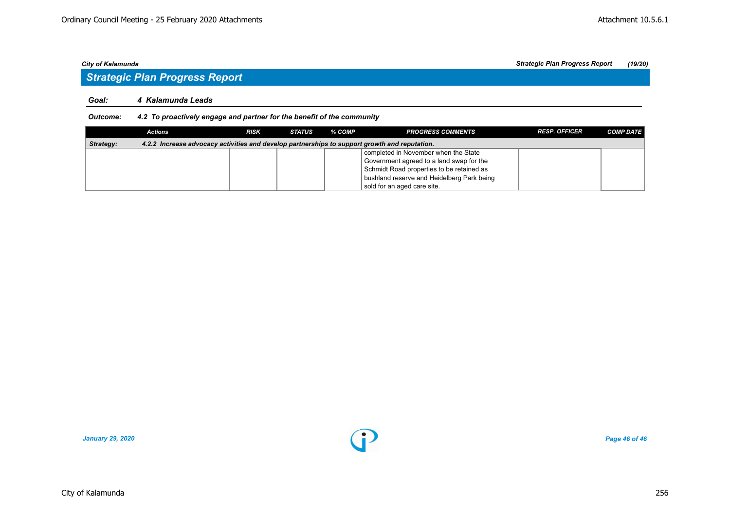## Strategic Plan Progress Report

**Goal:** *4 Kalamunda Leads*

**Outcome:** *4.2 To proactively engage and partner for the benefit of the community*

| Actions | RISK | STATUS | % COMP | PROGRESS COMMENTS | RESP. OFFICER | COMP DATE |
|---|---|---|---|---|---|---|
| **Strategy:** 4.2.2 Increase advocacy activities and develop partnerships to support growth and reputation. | | | | | | |
| | | | | completed in November when the State Government agreed to a land swap for the Schmidt Road properties to be retained as bushland reserve and Heidelberg Park being sold for an aged care site. | | |